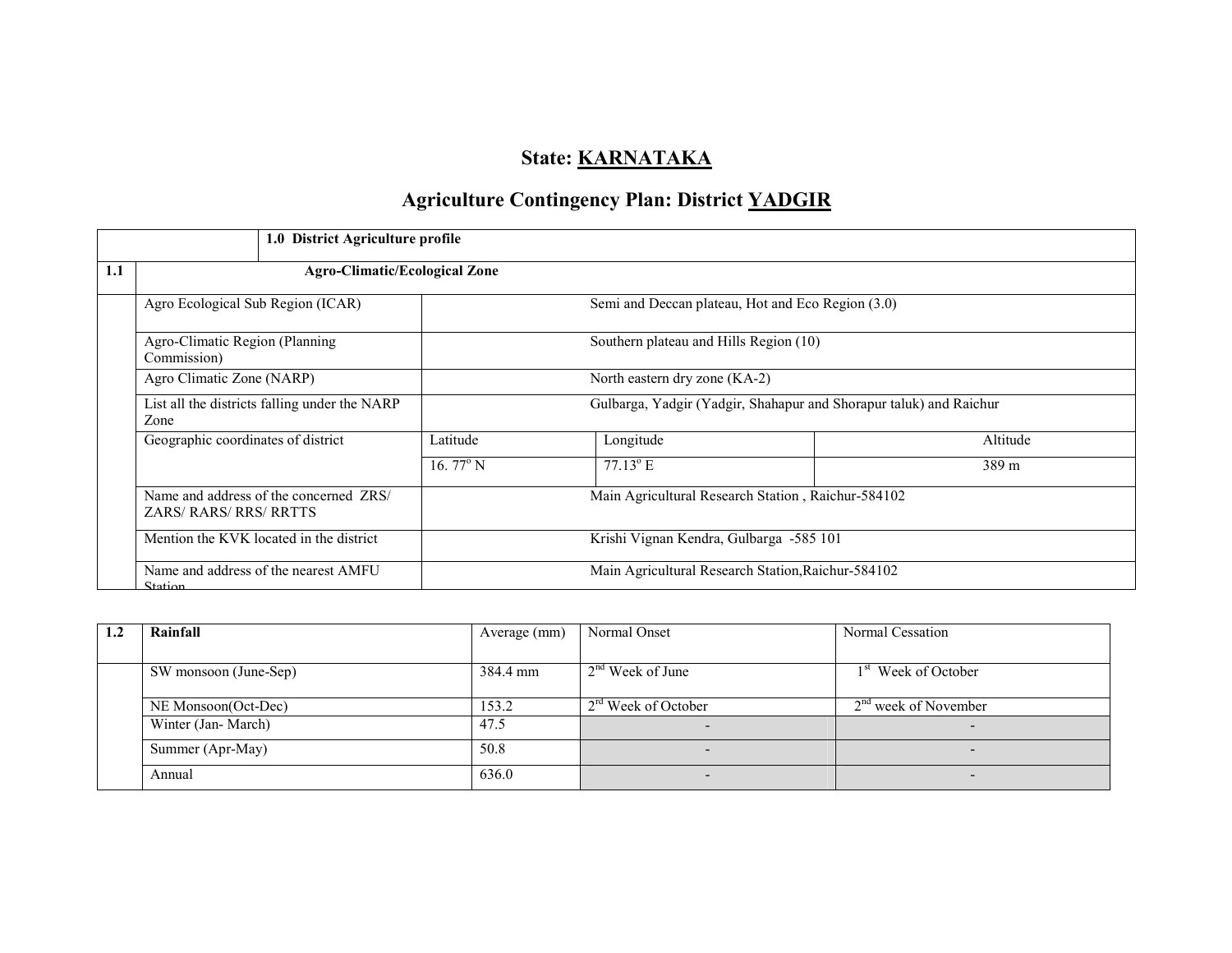# State: KARNATAKA

## Agriculture Contingency Plan: District YADGIR

| | 1.0 District Agriculture profile | | | |
|---|---|---|---|---|
| **1.1** | **Agro-Climatic/Ecological Zone** | | | |
| | Agro Ecological Sub Region (ICAR) | Semi and Deccan plateau, Hot and Eco Region (3.0) | | |
| | Agro-Climatic Region (Planning Commission) | Southern plateau and Hills Region (10) | | |
| | Agro Climatic Zone (NARP) | North eastern dry zone (KA-2) | | |
| | List all the districts falling under the NARP Zone | Gulbarga, Yadgir (Yadgir, Shahapur and Shorapur taluk) and Raichur | | |
| | Geographic coordinates of district | Latitude | Longitude | Altitude |
| | | 16. 77° N | 77.13° E | 389 m |
| | Name and address of the concerned ZRS/ ZARS/ RARS/ RRS/ RRTTS | Main Agricultural Research Station , Raichur-584102 | | |
| | Mention the KVK located in the district | Krishi Vignan Kendra, Gulbarga -585 101 | | |
| | Name and address of the nearest AMFU Station | Main Agricultural Research Station,Raichur-584102 | | |

| 1.2 | **Rainfall** | Average (mm) | Normal Onset | Normal Cessation |
|---|---|---|---|---|
| | SW monsoon (June-Sep) | 384.4 mm | 2nd Week of June | 1st Week of October |
| | NE Monsoon(Oct-Dec) | 153.2 | 2rd Week of October | 2nd week of November |
| | Winter (Jan- March) | 47.5 | - | - |
| | Summer (Apr-May) | 50.8 | - | - |
| | Annual | 636.0 | - | - |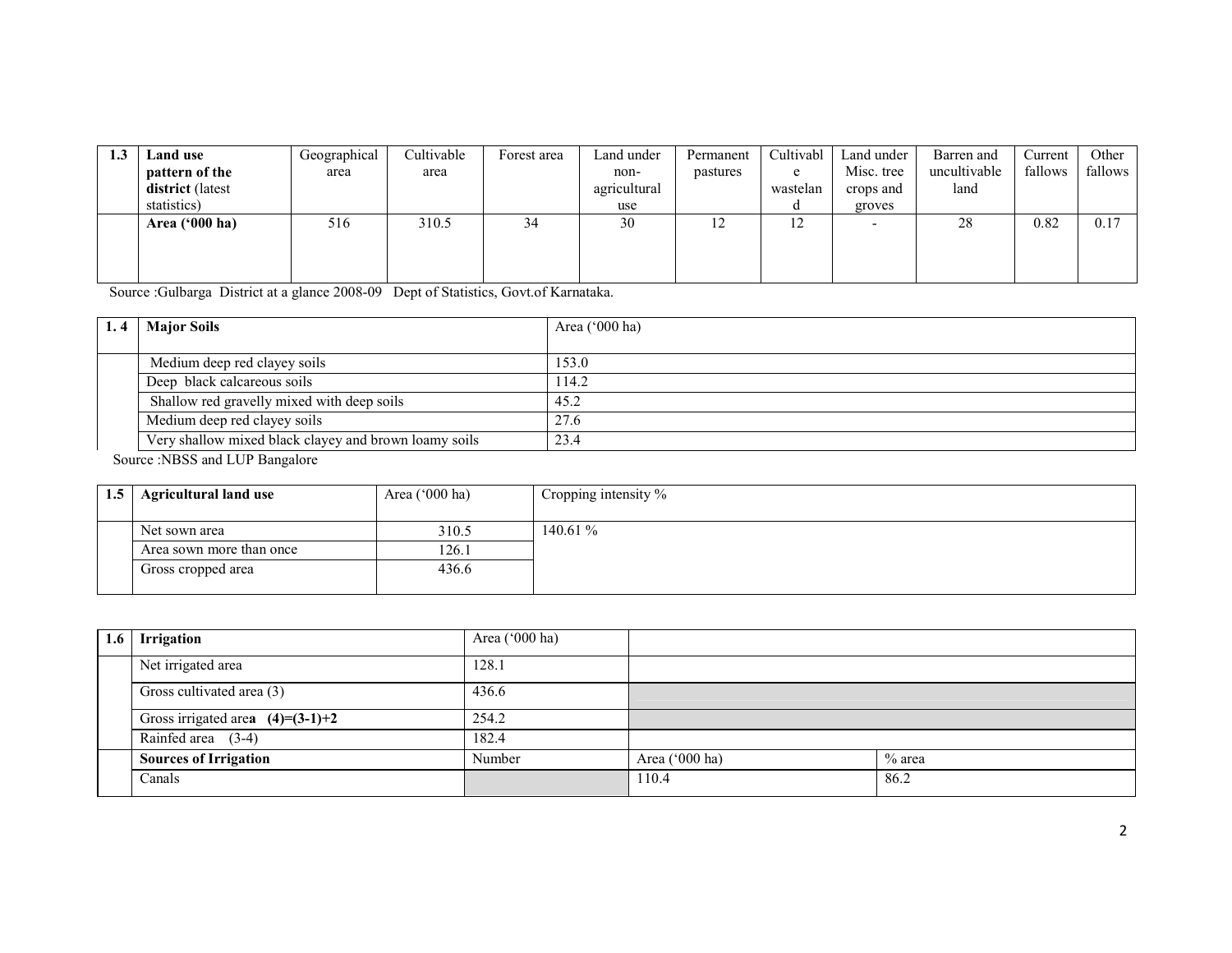| 1.3 | Land use pattern of the district (latest statistics) | Geographical area | Cultivable area | Forest area | Land under non-agricultural use | Permanent pastures | Cultivable wasteland | Land under Misc. tree crops and groves | Barren and uncultivable land | Current fallows | Other fallows |
|---|---|---|---|---|---|---|---|---|---|---|---|
| | **Area ('000 ha)** | 516 | 310.5 | 34 | 30 | 12 | 12 | - | 28 | 0.82 | 0.17 |

Source :Gulbarga District at a glance 2008-09 Dept of Statistics, Govt.of Karnataka.

| 1. 4 | Major Soils | Area ('000 ha) |
|---|---|---|
| | Medium deep red clayey soils | 153.0 |
| | Deep black calcareous soils | 114.2 |
| | Shallow red gravelly mixed with deep soils | 45.2 |
| | Medium deep red clayey soils | 27.6 |
| | Very shallow mixed black clayey and brown loamy soils | 23.4 |

Source :NBSS and LUP Bangalore

| 1.5 | Agricultural land use | Area ('000 ha) | Cropping intensity % |
|---|---|---|---|
| | Net sown area | 310.5 | 140.61 % |
| | Area sown more than once | 126.1 | |
| | Gross cropped area | 436.6 | |

| 1.6 | Irrigation | Area ('000 ha) | | |
|---|---|---|---|---|
| | Net irrigated area | 128.1 | | |
| | Gross cultivated area (3) | 436.6 | | |
| | Gross irrigated area **(4)=(3-1)+2** | 254.2 | | |
| | Rainfed area (3-4) | 182.4 | | |
| | **Sources of Irrigation** | Number | Area ('000 ha) | % area |
| | Canals | | 110.4 | 86.2 |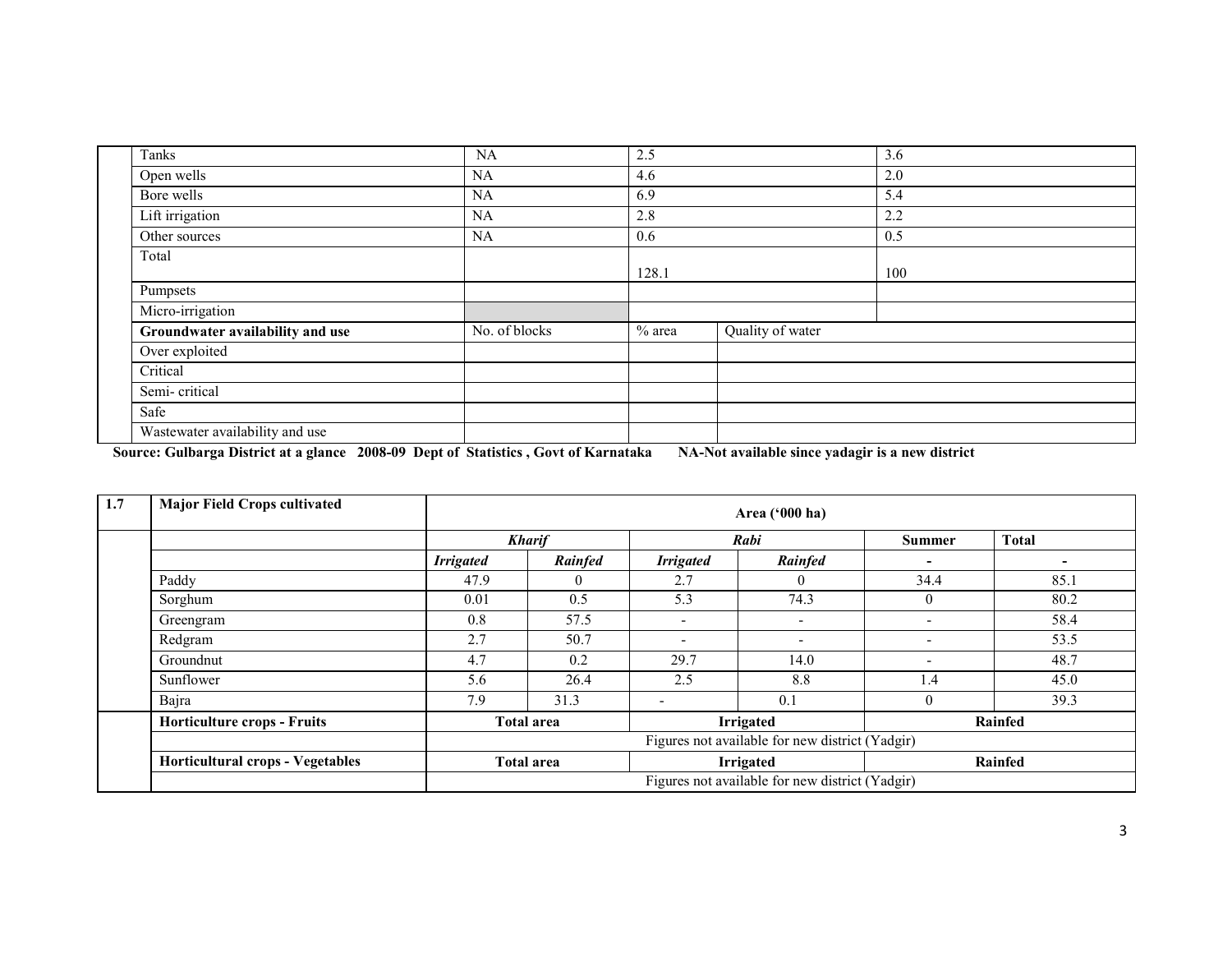|  |  |  |  |  |
|---|---|---|---|---|
| Tanks | NA | 2.5 | | 3.6 |
| Open wells | NA | 4.6 | | 2.0 |
| Bore wells | NA | 6.9 | | 5.4 |
| Lift irrigation | NA | 2.8 | | 2.2 |
| Other sources | NA | 0.6 | | 0.5 |
| Total | | 128.1 | | 100 |
| Pumpsets | | | | |
| Micro-irrigation | | | | |
| **Groundwater availability and use** | No. of blocks | % area | Quality of water | |
| Over exploited | | | | |
| Critical | | | | |
| Semi- critical | | | | |
| Safe | | | | |
| Wastewater availability and use | | | | |

**Source: Gulbarga District at a glance 2008-09 Dept of Statistics , Govt of Karnataka NA-Not available since yadagir is a new district**

| 1.7 | **Major Field Crops cultivated** | **Area ('000 ha)** | | | | | |
|---|---|---|---|---|---|---|---|
| | | ***Kharif*** | | ***Rabi*** | | **Summer** | **Total** |
| | | ***Irrigated*** | ***Rainfed*** | ***Irrigated*** | ***Rainfed*** | **-** | **-** |
| | Paddy | 47.9 | 0 | 2.7 | 0 | 34.4 | 85.1 |
| | Sorghum | 0.01 | 0.5 | 5.3 | 74.3 | 0 | 80.2 |
| | Greengram | 0.8 | 57.5 | - | - | - | 58.4 |
| | Redgram | 2.7 | 50.7 | - | - | - | 53.5 |
| | Groundnut | 4.7 | 0.2 | 29.7 | 14.0 | - | 48.7 |
| | Sunflower | 5.6 | 26.4 | 2.5 | 8.8 | 1.4 | 45.0 |
| | Bajra | 7.9 | 31.3 | - | 0.1 | 0 | 39.3 |
| | **Horticulture crops - Fruits** | **Total area** | | **Irrigated** | | **Rainfed** | |
| | | Figures not available for new district (Yadgir) | | | | | |
| | **Horticultural crops - Vegetables** | **Total area** | | **Irrigated** | | **Rainfed** | |
| | | Figures not available for new district (Yadgir) | | | | | |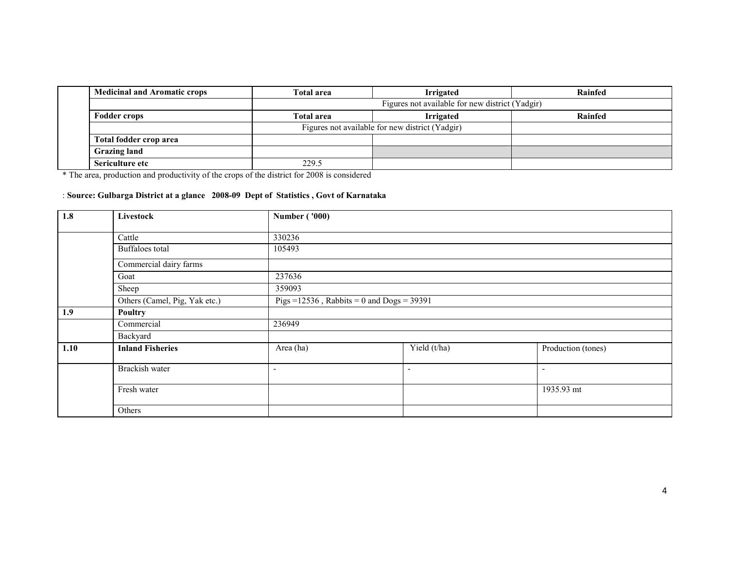| | Medicinal and Aromatic crops | Total area | Irrigated | Rainfed |
|---|---|---|---|---|
| | | Figures not available for new district (Yadgir) | | |
| | **Fodder crops** | **Total area** | **Irrigated** | **Rainfed** |
| | | Figures not available for new district (Yadgir) | | |
| | **Total fodder crop area** | | | |
| | **Grazing land** | | | |
| | **Sericulture etc** | 229.5 | | |

* The area, production and productivity of the crops of the district for 2008 is considered

: **Source: Gulbarga District at a glance 2008-09 Dept of Statistics , Govt of Karnataka**

| 1.8 | Livestock | Number ( '000) | | |
|---|---|---|---|---|
| | Cattle | 330236 | | |
| | Buffaloes total | 105493 | | |
| | Commercial dairy farms | | | |
| | Goat | 237636 | | |
| | Sheep | 359093 | | |
| | Others (Camel, Pig, Yak etc.) | Pigs =12536 , Rabbits = 0 and Dogs = 39391 | | |
| **1.9** | **Poultry** | | | |
| | Commercial | 236949 | | |
| | Backyard | | | |
| **1.10** | **Inland Fisheries** | Area (ha) | Yield (t/ha) | Production (tones) |
| | Brackish water | - | - | - |
| | Fresh water | | | 1935.93 mt |
| | Others | | | |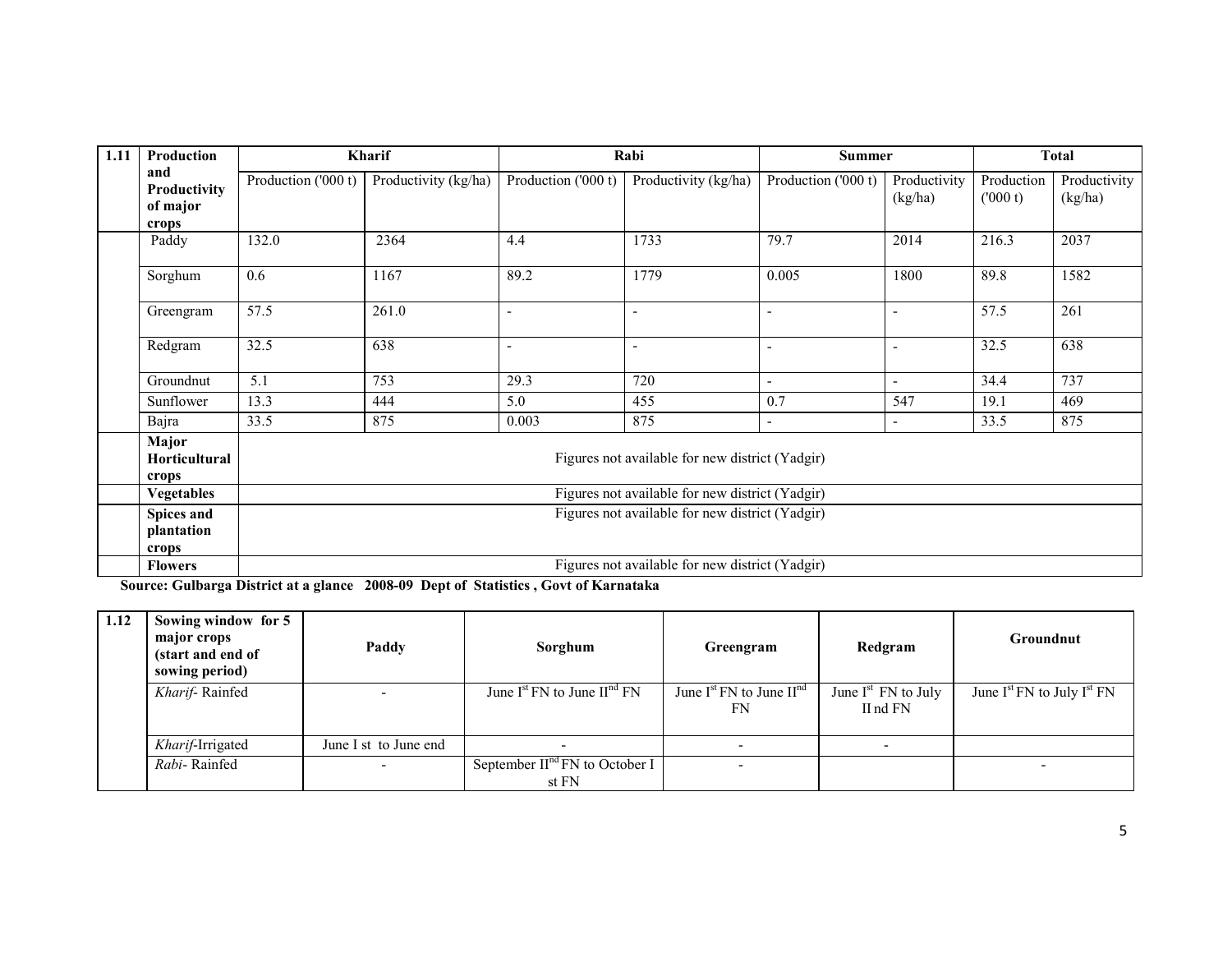| 1.11 | Production and Productivity of major crops | Kharif | | Rabi | | Summer | | Total | |
|---|---|---|---|---|---|---|---|---|---|
| | | Production ('000 t) | Productivity (kg/ha) | Production ('000 t) | Productivity (kg/ha) | Production ('000 t) | Productivity (kg/ha) | Production ('000 t) | Productivity (kg/ha) |
| | Paddy | 132.0 | 2364 | 4.4 | 1733 | 79.7 | 2014 | 216.3 | 2037 |
| | Sorghum | 0.6 | 1167 | 89.2 | 1779 | 0.005 | 1800 | 89.8 | 1582 |
| | Greengram | 57.5 | 261.0 | - | - | - | - | 57.5 | 261 |
| | Redgram | 32.5 | 638 | - | - | - | - | 32.5 | 638 |
| | Groundnut | 5.1 | 753 | 29.3 | 720 | - | - | 34.4 | 737 |
| | Sunflower | 13.3 | 444 | 5.0 | 455 | 0.7 | 547 | 19.1 | 469 |
| | Bajra | 33.5 | 875 | 0.003 | 875 | - | - | 33.5 | 875 |
| | **Major Horticultural crops** | Figures not available for new district (Yadgir) | | | | | | | |
| | **Vegetables** | Figures not available for new district (Yadgir) | | | | | | | |
| | **Spices and plantation crops** | Figures not available for new district (Yadgir) | | | | | | | |
| | **Flowers** | Figures not available for new district (Yadgir) | | | | | | | |

**Source: Gulbarga District at a glance 2008-09 Dept of Statistics , Govt of Karnataka**

| 1.12 | Sowing window for 5 major crops (start and end of sowing period) | Paddy | Sorghum | Greengram | Redgram | Groundnut |
|---|---|---|---|---|---|---|
| | *Kharif*- Rainfed | - | June I[st] FN to June II[nd] FN | June I[st] FN to June II[nd] FN | June I[st] FN to July II nd FN | June I[st] FN to July I[st] FN |
| | *Kharif*-Irrigated | June I st to June end | - | - | - | |
| | *Rabi*- Rainfed | - | September II[nd] FN to October I st FN | - | | - |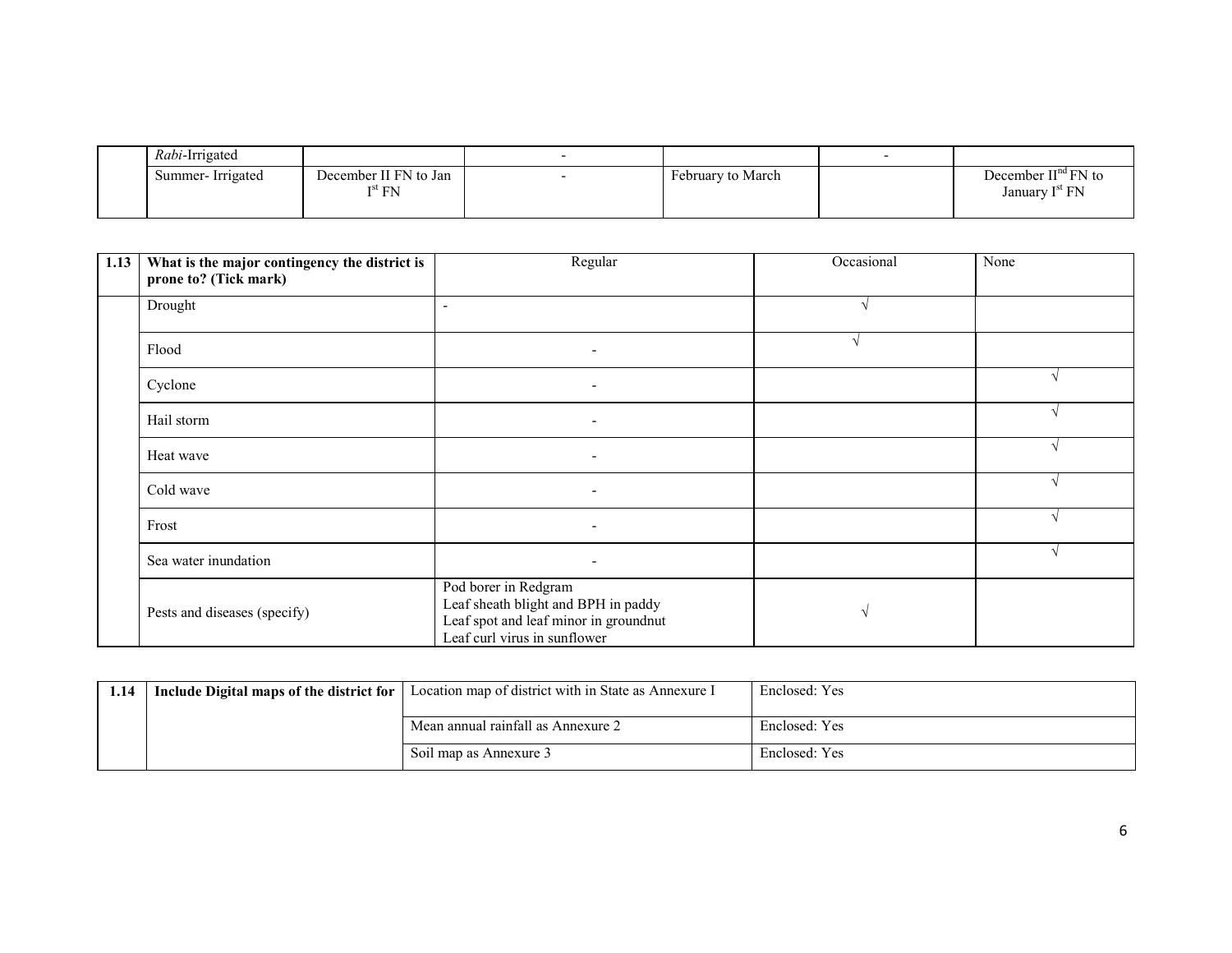|  | *Rabi*-Irrigated |  | - |  | - |  |
|---|---|---|---|---|---|---|
|  | Summer- Irrigated | December II FN to Jan I[st] FN | - | February to March |  | December II[nd] FN to January I[st] FN |

| 1.13 | What is the major contingency the district is prone to? (Tick mark) | Regular | Occasional | None |
|---|---|---|---|---|
|  | Drought | - | √ |  |
|  | Flood | - | √ |  |
|  | Cyclone | - |  | √ |
|  | Hail storm | - |  | √ |
|  | Heat wave | - |  | √ |
|  | Cold wave | - |  | √ |
|  | Frost | - |  | √ |
|  | Sea water inundation | - |  | √ |
|  | Pests and diseases (specify) | Pod borer in Redgram<br>Leaf sheath blight and BPH in paddy<br>Leaf spot and leaf minor in groundnut<br>Leaf curl virus in sunflower | √ |  |

| 1.14 | Include Digital maps of the district for | Location map of district with in State as Annexure I | Enclosed: Yes |
|---|---|---|---|
|  |  | Mean annual rainfall as Annexure 2 | Enclosed: Yes |
|  |  | Soil map as Annexure 3 | Enclosed: Yes |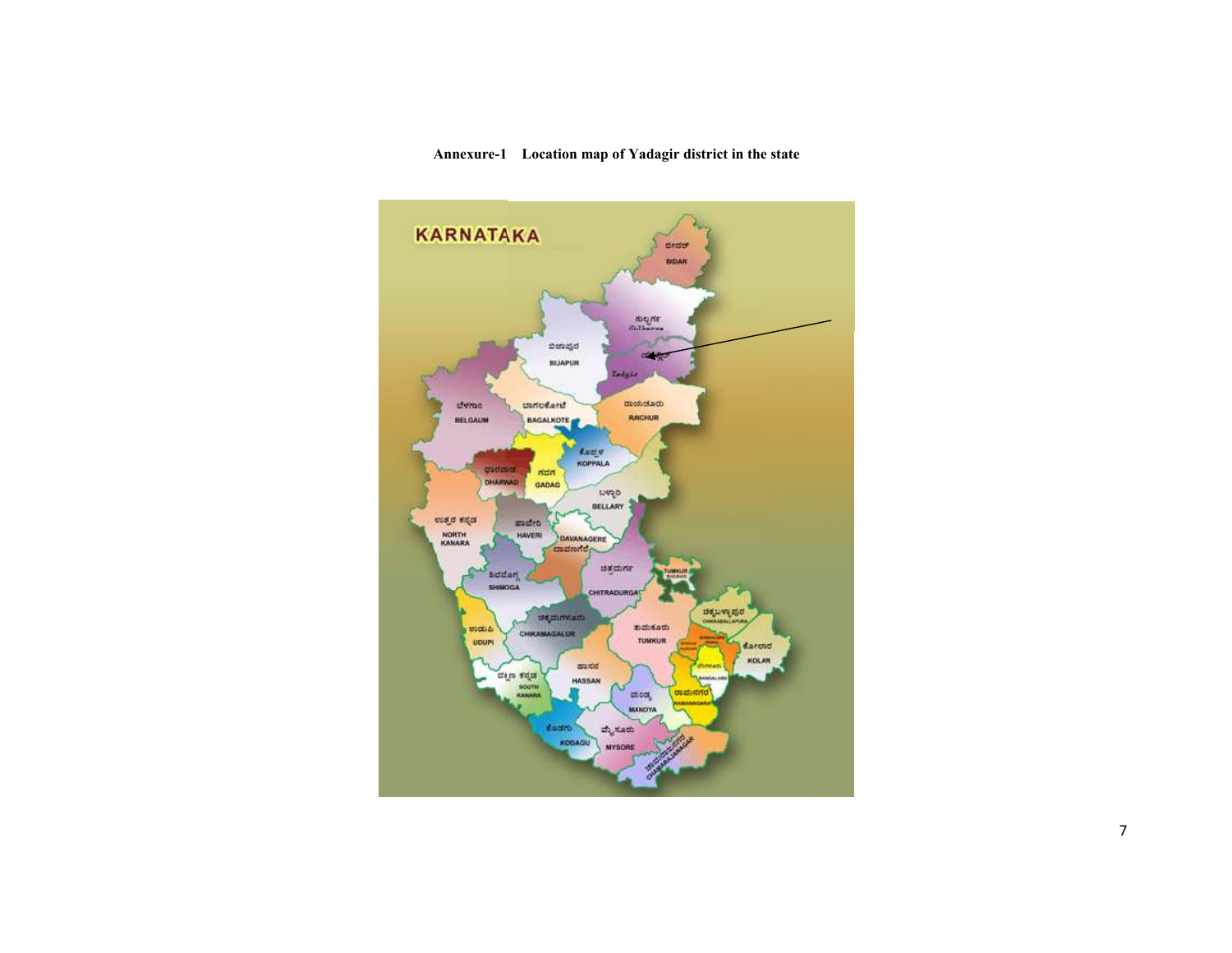**Annexure-1 Location map of Yadagir district in the state**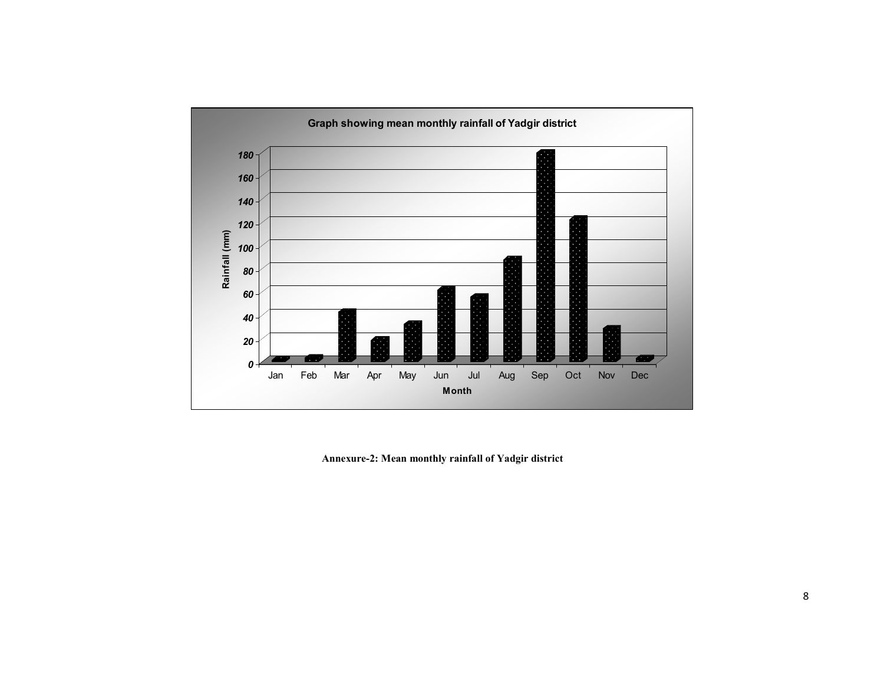**Graph showing mean monthly rainfall of Yadgir district**

**Annexure-2: Mean monthly rainfall of Yadgir district**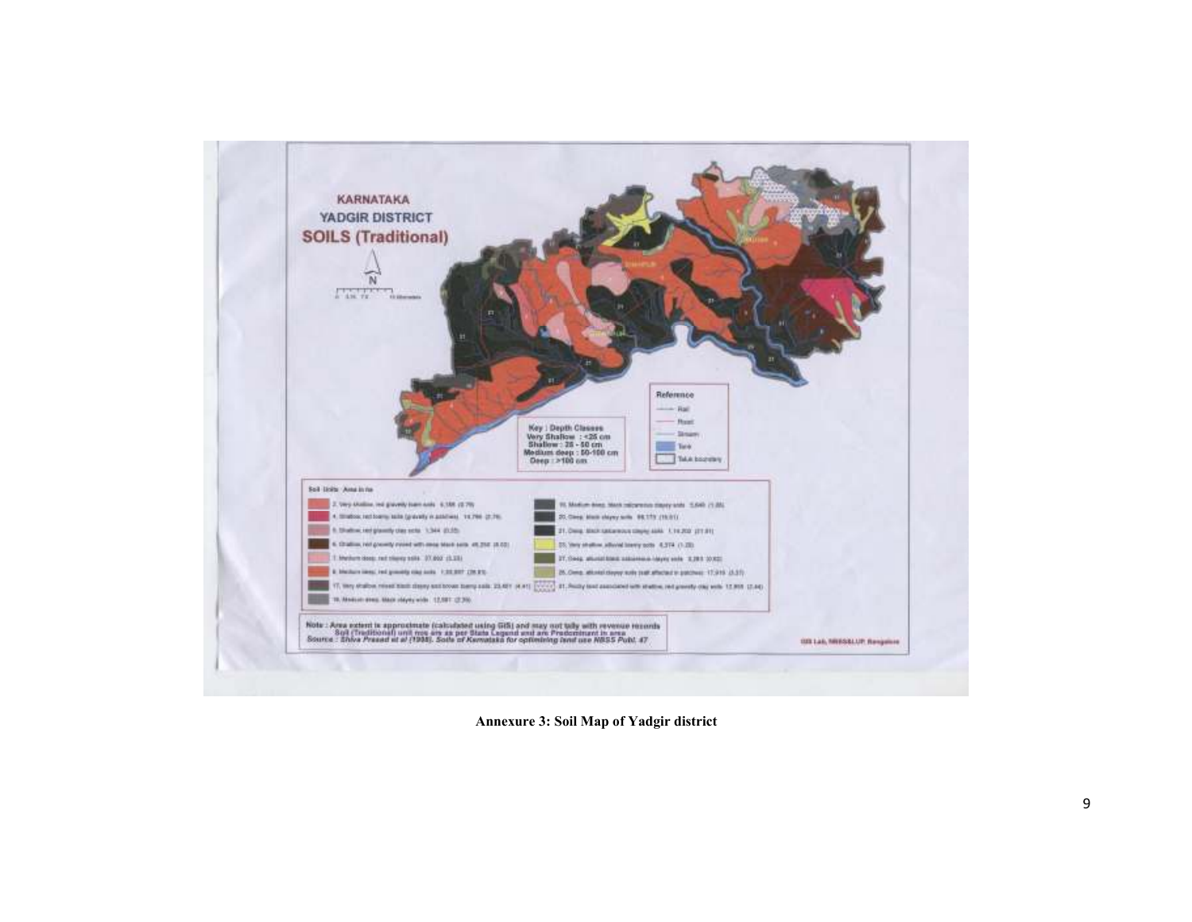Annexure 3: Soil Map of Yadgir district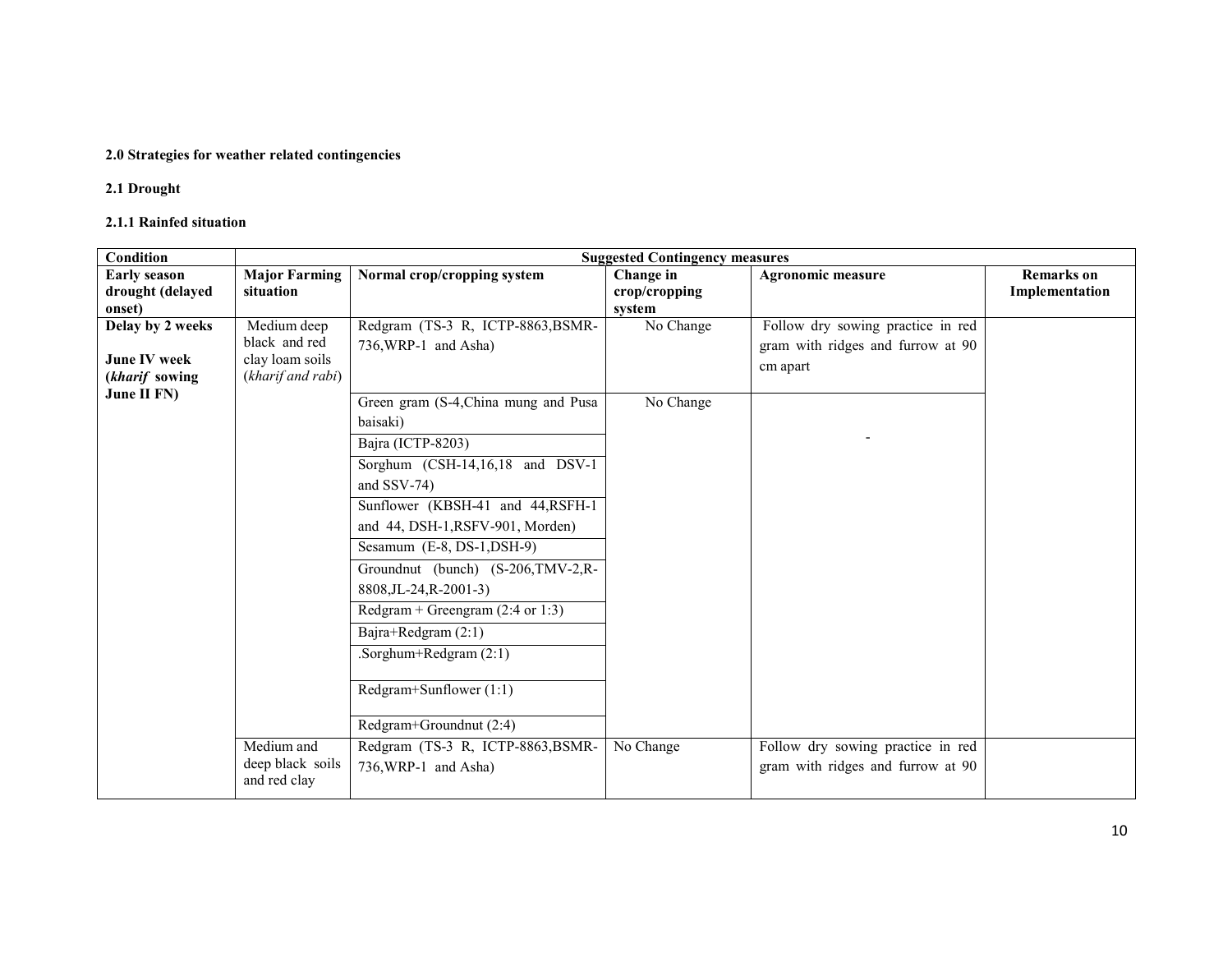**2.0 Strategies for weather related contingencies**

**2.1 Drought**

**2.1.1 Rainfed situation**

| Condition | Suggested Contingency measures | | | | |
|---|---|---|---|---|---|
| **Early season drought (delayed onset)** | **Major Farming situation** | **Normal crop/cropping system** | **Change in crop/cropping system** | **Agronomic measure** | **Remarks on Implementation** |
| **Delay by 2 weeks**<br><br>**June IV week (*kharif* sowing June II FN)** | Medium deep black and red clay loam soils (*kharif and rabi*) | Redgram (TS-3 R, ICTP-8863,BSMR-736,WRP-1 and Asha) | No Change | Follow dry sowing practice in red gram with ridges and furrow at 90 cm apart | |
| | | Green gram (S-4,China mung and Pusa baisaki) | No Change | - | |
| | | Bajra (ICTP-8203) | | | |
| | | Sorghum (CSH-14,16,18 and DSV-1 and SSV-74) | | | |
| | | Sunflower (KBSH-41 and 44,RSFH-1 and 44, DSH-1,RSFV-901, Morden) | | | |
| | | Sesamum (E-8, DS-1,DSH-9) | | | |
| | | Groundnut (bunch) (S-206,TMV-2,R-8808,JL-24,R-2001-3) | | | |
| | | Redgram + Greengram (2:4 or 1:3) | | | |
| | | Bajra+Redgram (2:1) | | | |
| | | .Sorghum+Redgram (2:1) | | | |
| | | Redgram+Sunflower (1:1) | | | |
| | | Redgram+Groundnut (2:4) | | | |
| | Medium and deep black soils and red clay | Redgram (TS-3 R, ICTP-8863,BSMR-736,WRP-1 and Asha) | No Change | Follow dry sowing practice in red gram with ridges and furrow at 90 | |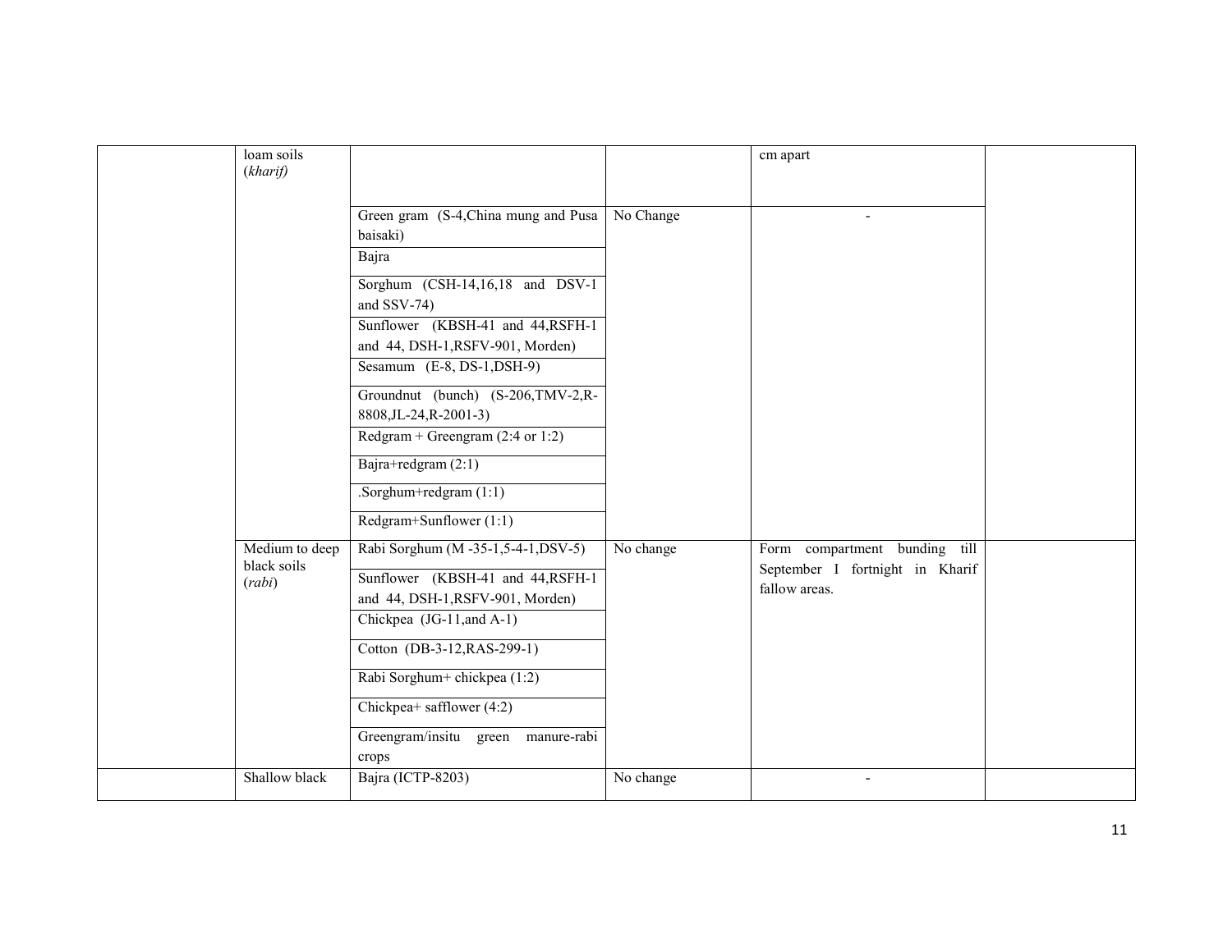| | | | | | |
|---|---|---|---|---|---|
| | loam soils (*kharif*) | | | cm apart | |
| | | Green gram (S-4,China mung and Pusa baisaki) | No Change | - | |
| | | Bajra | | | |
| | | Sorghum (CSH-14,16,18 and DSV-1 and SSV-74) | | | |
| | | Sunflower (KBSH-41 and 44,RSFH-1 and 44, DSH-1,RSFV-901, Morden) | | | |
| | | Sesamum (E-8, DS-1,DSH-9) | | | |
| | | Groundnut (bunch) (S-206,TMV-2,R-8808,JL-24,R-2001-3) | | | |
| | | Redgram + Greengram (2:4 or 1:2) | | | |
| | | Bajra+redgram (2:1) | | | |
| | | .Sorghum+redgram (1:1) | | | |
| | | Redgram+Sunflower (1:1) | | | |
| | Medium to deep black soils (*rabi*) | Rabi Sorghum (M -35-1,5-4-1,DSV-5) | No change | Form compartment bunding till September I fortnight in Kharif fallow areas. | |
| | | Sunflower (KBSH-41 and 44,RSFH-1 and 44, DSH-1,RSFV-901, Morden) | | | |
| | | Chickpea (JG-11,and A-1) | | | |
| | | Cotton (DB-3-12,RAS-299-1) | | | |
| | | Rabi Sorghum+ chickpea (1:2) | | | |
| | | Chickpea+ safflower (4:2) | | | |
| | | Greengram/insitu green manure-rabi crops | | | |
| | Shallow black | Bajra (ICTP-8203) | No change | - | |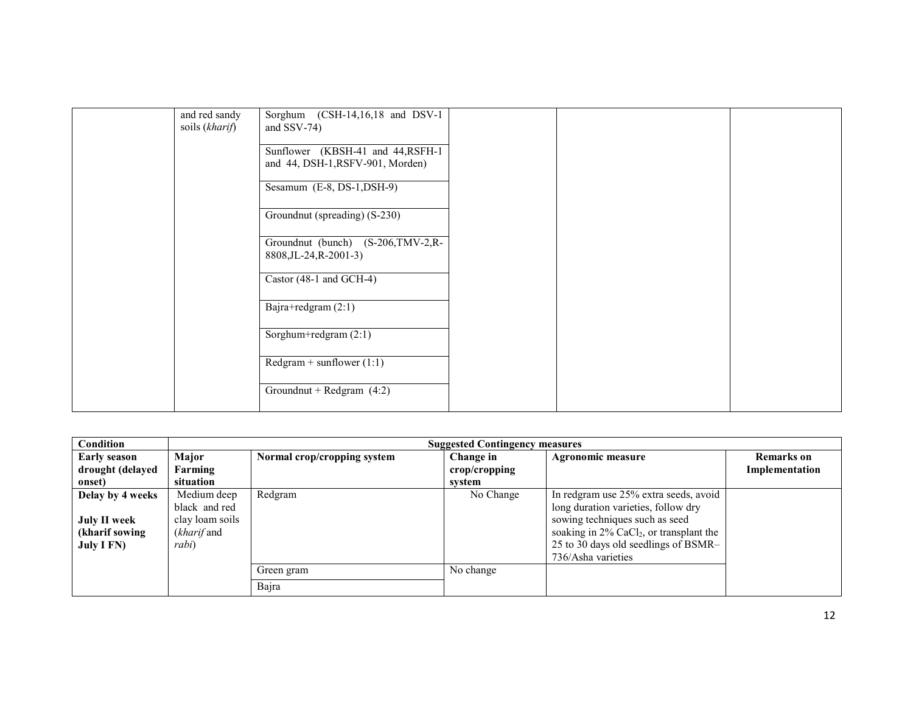|  | and red sandy soils (*kharif*) | Sorghum (CSH-14,16,18 and DSV-1 and SSV-74) |  |  |  |
|---|---|---|---|---|---|
|  |  | Sunflower (KBSH-41 and 44,RSFH-1 and 44, DSH-1,RSFV-901, Morden) |  |  |  |
|  |  | Sesamum (E-8, DS-1,DSH-9) |  |  |  |
|  |  | Groundnut (spreading) (S-230) |  |  |  |
|  |  | Groundnut (bunch) (S-206,TMV-2,R-8808,JL-24,R-2001-3) |  |  |  |
|  |  | Castor (48-1 and GCH-4) |  |  |  |
|  |  | Bajra+redgram (2:1) |  |  |  |
|  |  | Sorghum+redgram (2:1) |  |  |  |
|  |  | Redgram + sunflower (1:1) |  |  |  |
|  |  | Groundnut + Redgram (4:2) |  |  |  |

| **Condition** | **Suggested Contingency measures** | | | | |
|---|---|---|---|---|---|
| **Early season drought (delayed onset)** | **Major Farming situation** | **Normal crop/cropping system** | **Change in crop/cropping system** | **Agronomic measure** | **Remarks on Implementation** |
| **Delay by 4 weeks**<br><br>**July II week (kharif sowing July I FN)** | Medium deep black and red clay loam soils (*kharif* and *rabi*) | Redgram | No Change | In redgram use 25% extra seeds, avoid long duration varieties, follow dry sowing techniques such as seed soaking in 2% $CaCl_2$, or transplant the 25 to 30 days old seedlings of BSMR–736/Asha varieties |  |
|  |  | Green gram | No change |  |  |
|  |  | Bajra |  |  |  |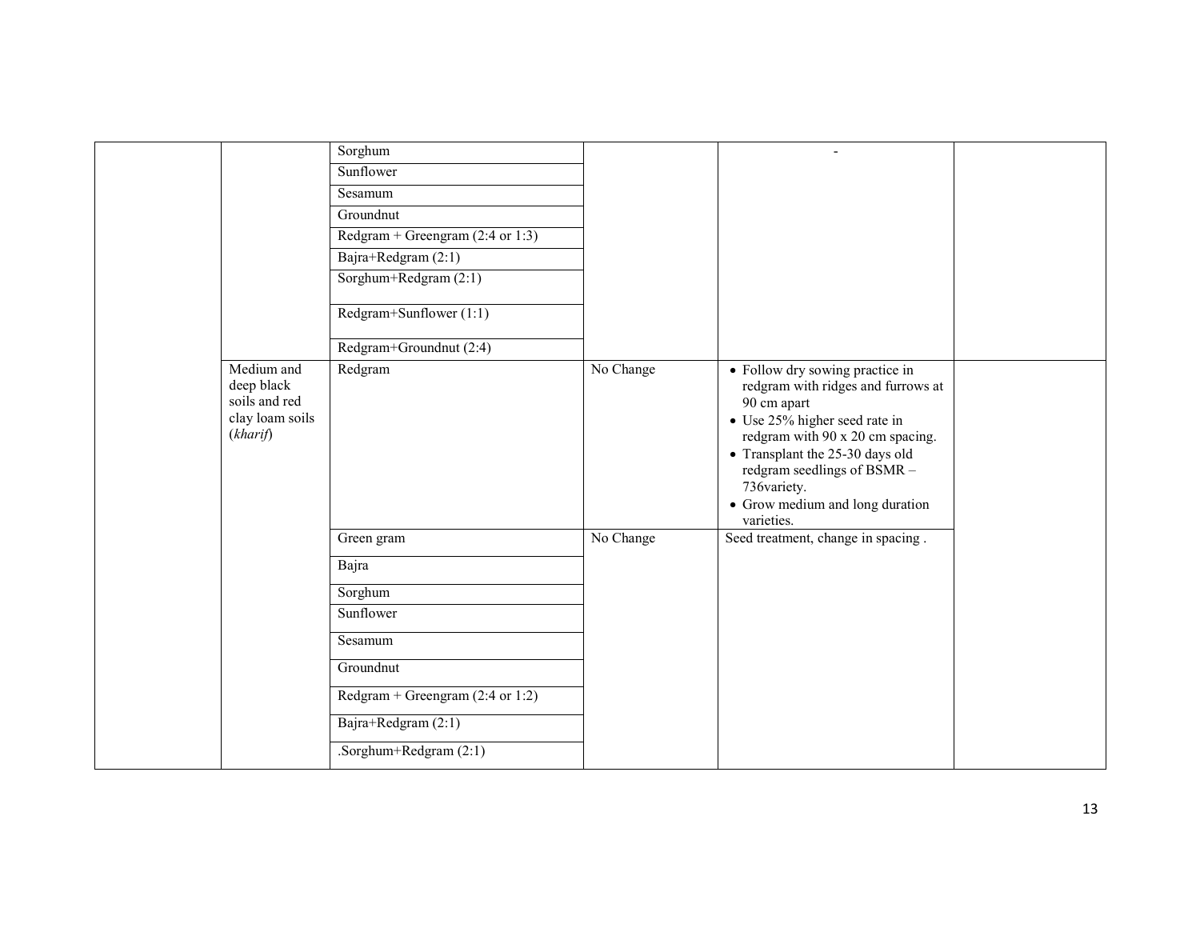| | | | | | |
|---|---|---|---|---|---|
| | | Sorghum | | - | |
| | | Sunflower | | | |
| | | Sesamum | | | |
| | | Groundnut | | | |
| | | Redgram + Greengram (2:4 or 1:3) | | | |
| | | Bajra+Redgram (2:1) | | | |
| | | Sorghum+Redgram (2:1) | | | |
| | | Redgram+Sunflower (1:1) | | | |
| | | Redgram+Groundnut (2:4) | | | |
| | Medium and deep black soils and red clay loam soils (*kharif*) | Redgram | No Change | • Follow dry sowing practice in redgram with ridges and furrows at 90 cm apart<br>• Use 25% higher seed rate in redgram with 90 x 20 cm spacing.<br>• Transplant the 25-30 days old redgram seedlings of BSMR – 736variety.<br>• Grow medium and long duration varieties. | |
| | | Green gram | No Change | Seed treatment, change in spacing . | |
| | | Bajra | | | |
| | | Sorghum | | | |
| | | Sunflower | | | |
| | | Sesamum | | | |
| | | Groundnut | | | |
| | | Redgram + Greengram (2:4 or 1:2) | | | |
| | | Bajra+Redgram (2:1) | | | |
| | | .Sorghum+Redgram (2:1) | | | |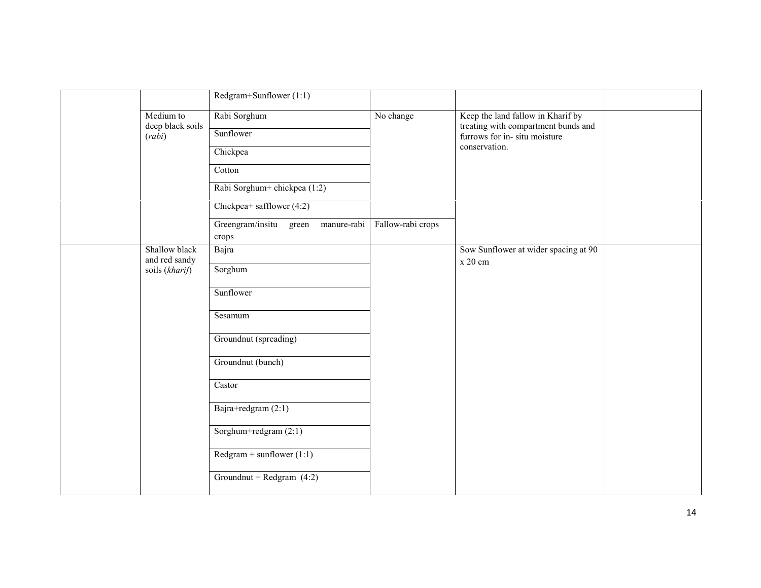| | | | | | |
|---|---|---|---|---|---|
| | | Redgram+Sunflower (1:1) | | | |
| | Medium to deep black soils (*rabi*) | Rabi Sorghum | No change | Keep the land fallow in Kharif by treating with compartment bunds and furrows for in- situ moisture conservation. | |
| | | Sunflower | | | |
| | | Chickpea | | | |
| | | Cotton | | | |
| | | Rabi Sorghum+ chickpea (1:2) | | | |
| | | Chickpea+ safflower (4:2) | | | |
| | | Greengram/insitu green manure-rabi crops | Fallow-rabi crops | | |
| | Shallow black and red sandy soils (*kharif*) | Bajra | | Sow Sunflower at wider spacing at 90 x 20 cm | |
| | | Sorghum | | | |
| | | Sunflower | | | |
| | | Sesamum | | | |
| | | Groundnut (spreading) | | | |
| | | Groundnut (bunch) | | | |
| | | Castor | | | |
| | | Bajra+redgram (2:1) | | | |
| | | Sorghum+redgram (2:1) | | | |
| | | Redgram + sunflower (1:1) | | | |
| | | Groundnut + Redgram (4:2) | | | |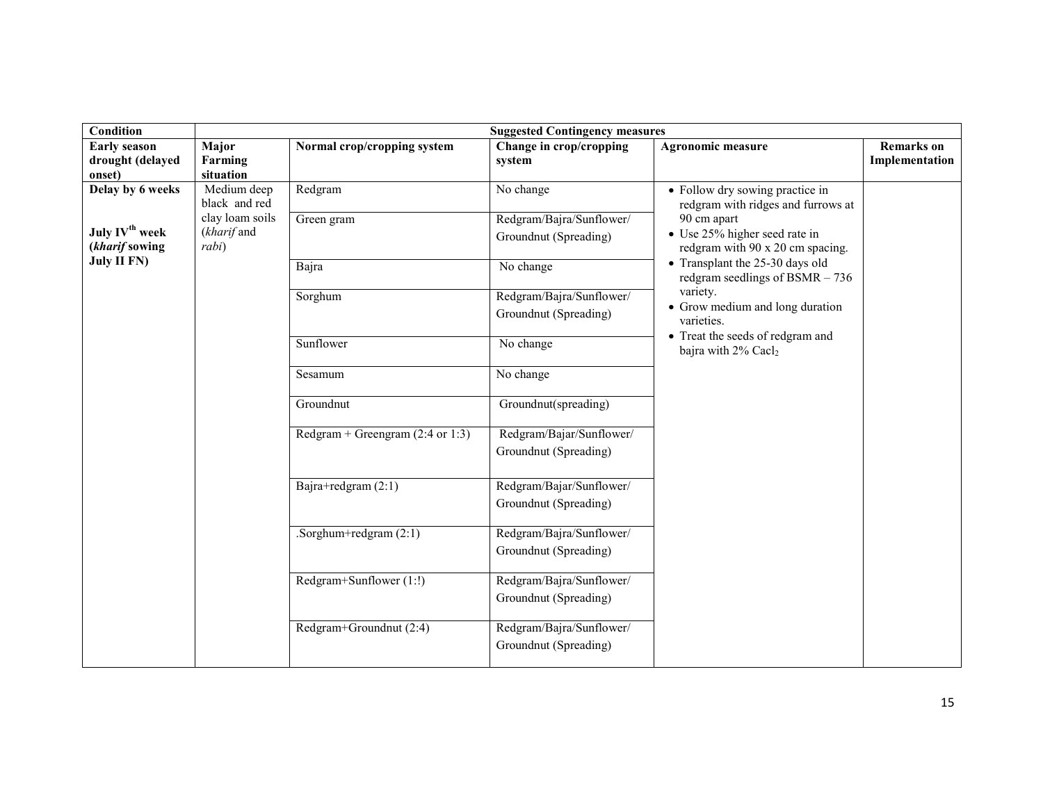| Condition | Suggested Contingency measures | | | | |
|---|---|---|---|---|---|
| **Early season drought (delayed onset)** | **Major Farming situation** | **Normal crop/cropping system** | **Change in crop/cropping system** | **Agronomic measure** | **Remarks on Implementation** |
| **Delay by 6 weeks**<br><br>**July IV[th] week (*kharif* sowing July II FN)** | Medium deep black and red clay loam soils (*kharif* and *rabi*) | Redgram | No change | • Follow dry sowing practice in redgram with ridges and furrows at 90 cm apart<br>• Use 25% higher seed rate in redgram with 90 x 20 cm spacing.<br>• Transplant the 25-30 days old redgram seedlings of BSMR – 736 variety.<br>• Grow medium and long duration varieties.<br>• Treat the seeds of redgram and bajra with 2% $Cacl_2$ | |
| | | Green gram | Redgram/Bajra/Sunflower/ Groundnut (Spreading) | | |
| | | Bajra | No change | | |
| | | Sorghum | Redgram/Bajra/Sunflower/ Groundnut (Spreading) | | |
| | | Sunflower | No change | | |
| | | Sesamum | No change | | |
| | | Groundnut | Groundnut(spreading) | | |
| | | Redgram + Greengram (2:4 or 1:3) | Redgram/Bajar/Sunflower/ Groundnut (Spreading) | | |
| | | Bajra+redgram (2:1) | Redgram/Bajar/Sunflower/ Groundnut (Spreading) | | |
| | | .Sorghum+redgram (2:1) | Redgram/Bajra/Sunflower/ Groundnut (Spreading) | | |
| | | Redgram+Sunflower (1:!) | Redgram/Bajra/Sunflower/ Groundnut (Spreading) | | |
| | | Redgram+Groundnut (2:4) | Redgram/Bajra/Sunflower/ Groundnut (Spreading) | | |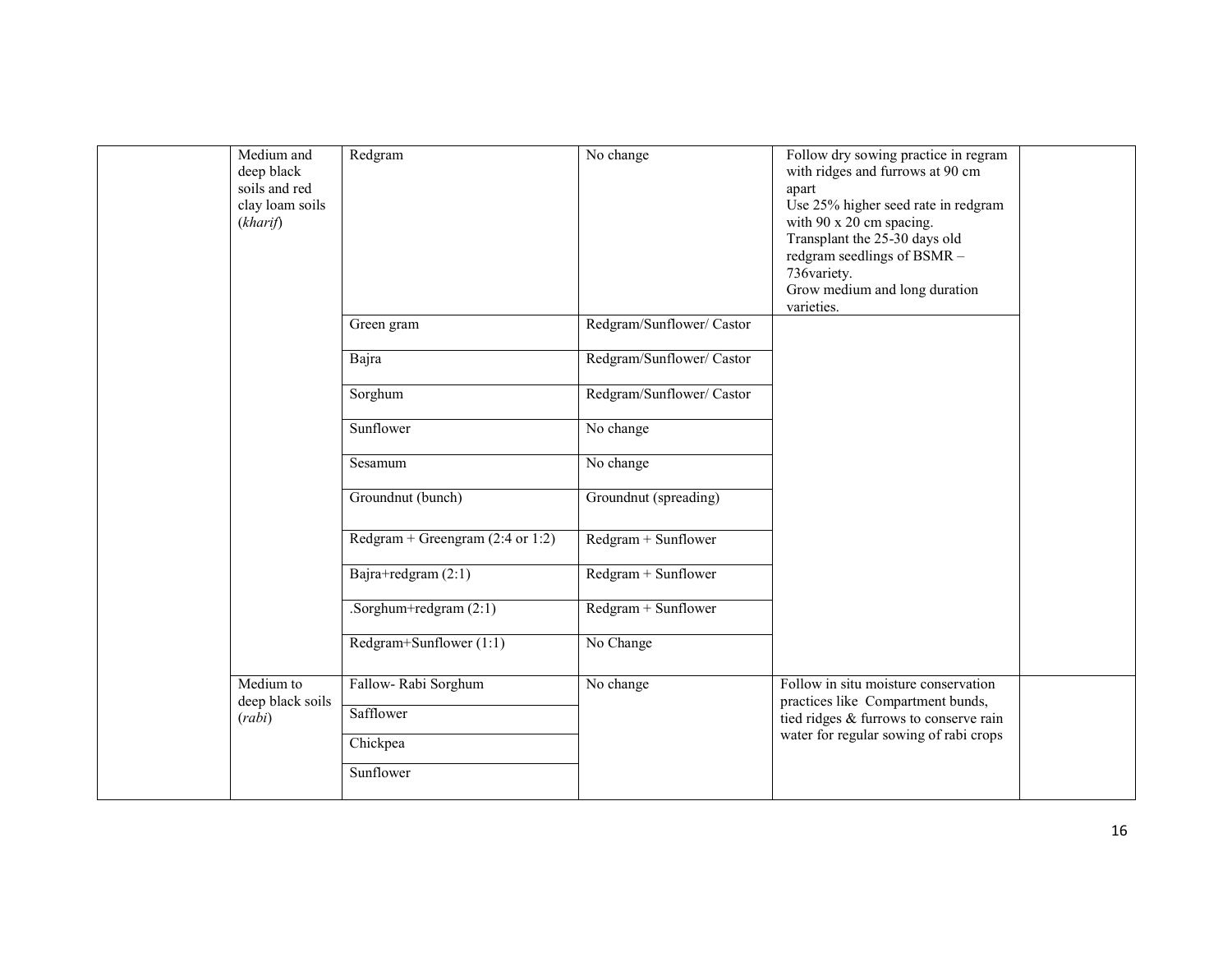| | | | | | |
|---|---|---|---|---|---|
| | Medium and deep black soils and red clay loam soils (*kharif*) | Redgram | No change | Follow dry sowing practice in regram with ridges and furrows at 90 cm apart<br>Use 25% higher seed rate in redgram with 90 x 20 cm spacing.<br>Transplant the 25-30 days old redgram seedlings of BSMR – 736variety.<br>Grow medium and long duration varieties. | |
| | | Green gram | Redgram/Sunflower/ Castor | | |
| | | Bajra | Redgram/Sunflower/ Castor | | |
| | | Sorghum | Redgram/Sunflower/ Castor | | |
| | | Sunflower | No change | | |
| | | Sesamum | No change | | |
| | | Groundnut (bunch) | Groundnut (spreading) | | |
| | | Redgram + Greengram (2:4 or 1:2) | Redgram + Sunflower | | |
| | | Bajra+redgram (2:1) | Redgram + Sunflower | | |
| | | .Sorghum+redgram (2:1) | Redgram + Sunflower | | |
| | | Redgram+Sunflower (1:1) | No Change | | |
| | Medium to deep black soils (*rabi*) | Fallow- Rabi Sorghum | No change | Follow in situ moisture conservation practices like Compartment bunds, tied ridges & furrows to conserve rain water for regular sowing of rabi crops | |
| | | Safflower | | | |
| | | Chickpea | | | |
| | | Sunflower | | | |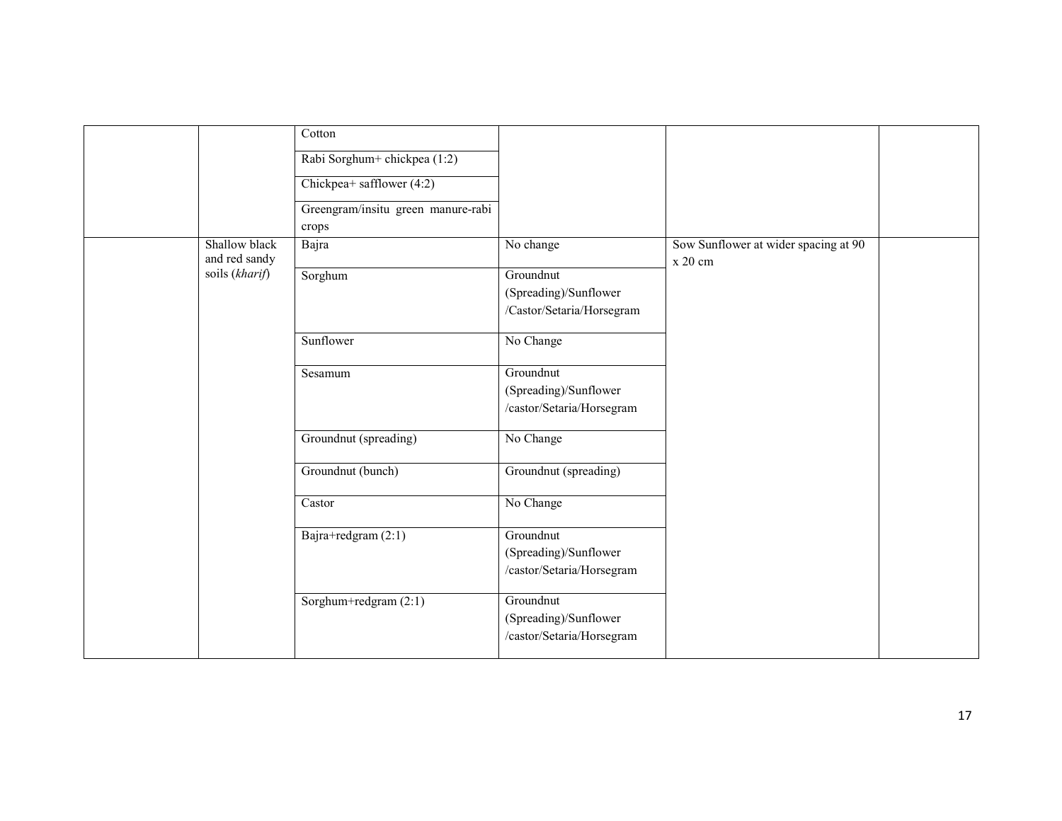| | | | | | |
|---|---|---|---|---|---|
| | | Cotton | | | |
| | | Rabi Sorghum+ chickpea (1:2) | | | |
| | | Chickpea+ safflower (4:2) | | | |
| | | Greengram/insitu green manure-rabi crops | | | |
| | Shallow black and red sandy soils (*kharif*) | Bajra | No change | Sow Sunflower at wider spacing at 90 x 20 cm | |
| | | Sorghum | Groundnut (Spreading)/Sunflower /Castor/Setaria/Horsegram | | |
| | | Sunflower | No Change | | |
| | | Sesamum | Groundnut (Spreading)/Sunflower /castor/Setaria/Horsegram | | |
| | | Groundnut (spreading) | No Change | | |
| | | Groundnut (bunch) | Groundnut (spreading) | | |
| | | Castor | No Change | | |
| | | Bajra+redgram (2:1) | Groundnut (Spreading)/Sunflower /castor/Setaria/Horsegram | | |
| | | Sorghum+redgram (2:1) | Groundnut (Spreading)/Sunflower /castor/Setaria/Horsegram | | |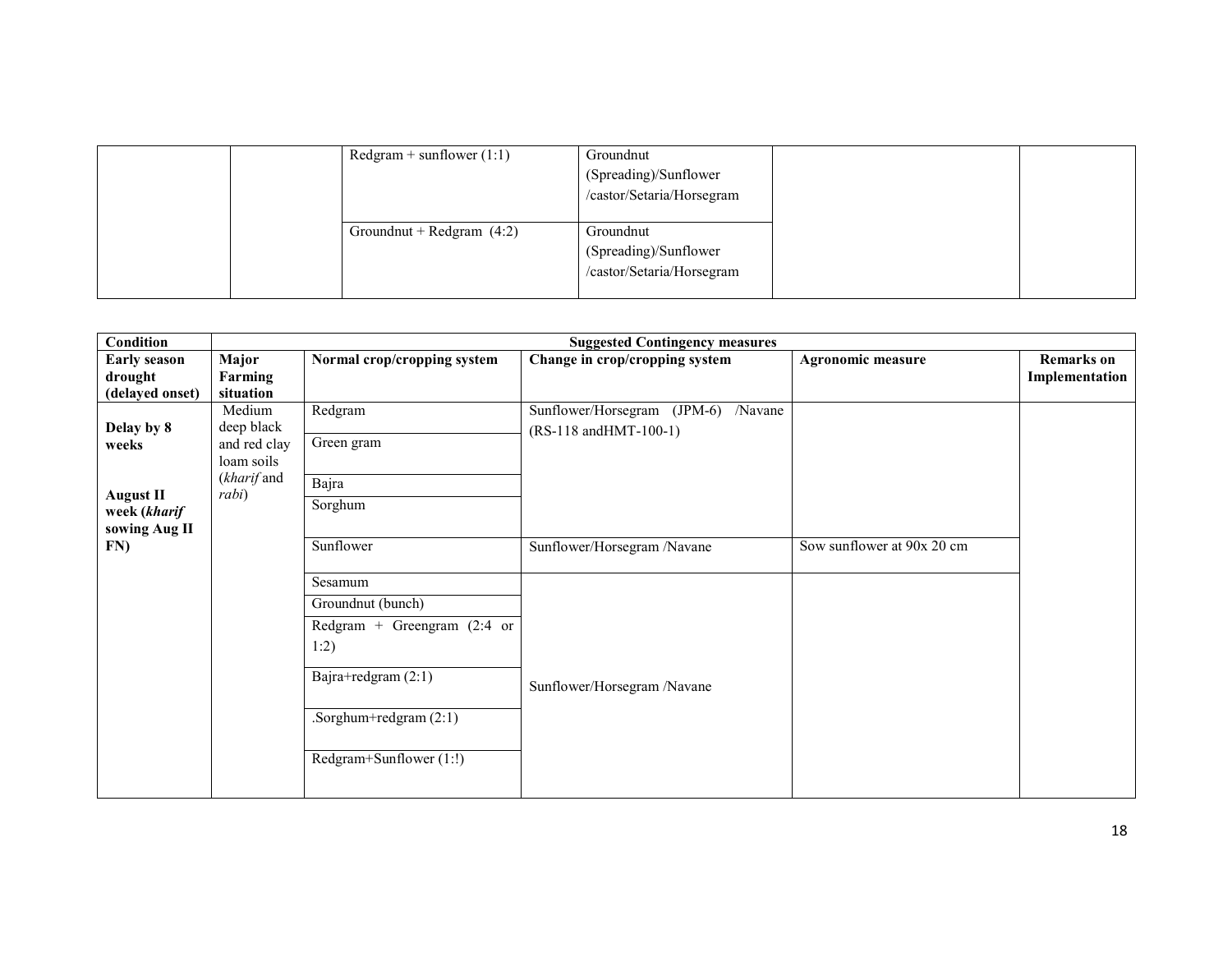| | | | | | |
|---|---|---|---|---|---|
| | | Redgram + sunflower (1:1) | Groundnut (Spreading)/Sunflower /castor/Setaria/Horsegram | | |
| | | Groundnut + Redgram (4:2) | Groundnut (Spreading)/Sunflower /castor/Setaria/Horsegram | | |

| Condition | Suggested Contingency measures | | | | |
|---|---|---|---|---|---|
| **Early season drought (delayed onset)** | **Major Farming situation** | **Normal crop/cropping system** | **Change in crop/cropping system** | **Agronomic measure** | **Remarks on Implementation** |
| **Delay by 8 weeks**<br><br>**August II week (*kharif* sowing Aug II FN)** | Medium deep black and red clay loam soils (*kharif* and *rabi*) | Redgram | Sunflower/Horsegram (JPM-6) /Navane (RS-118 andHMT-100-1) | | |
| | | Green gram | | | |
| | | Bajra | | | |
| | | Sorghum | | | |
| | | Sunflower | Sunflower/Horsegram /Navane | Sow sunflower at 90x 20 cm | |
| | | Sesamum | Sunflower/Horsegram /Navane | | |
| | | Groundnut (bunch) | | | |
| | | Redgram + Greengram (2:4 or 1:2) | | | |
| | | Bajra+redgram (2:1) | | | |
| | | .Sorghum+redgram (2:1) | | | |
| | | Redgram+Sunflower (1:!) | | | |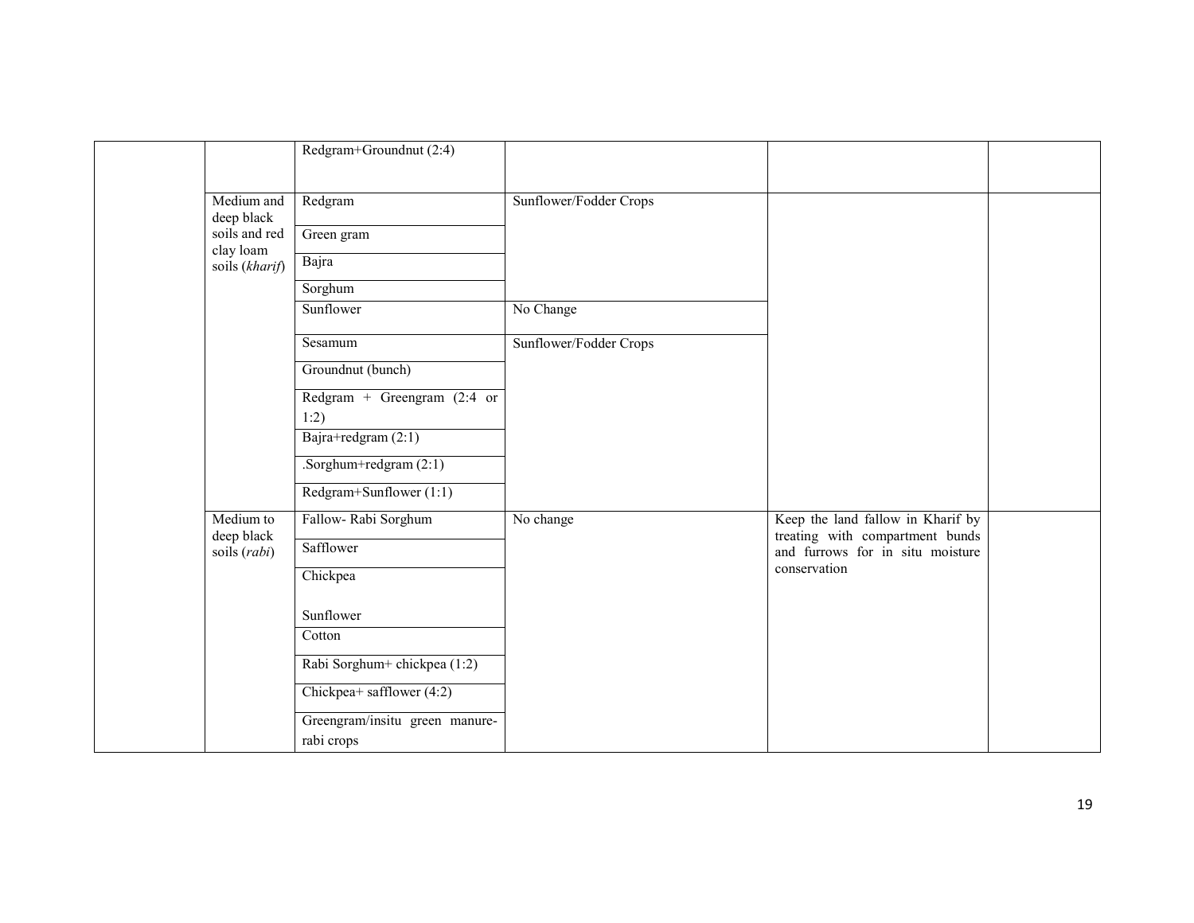| | | | | | |
|---|---|---|---|---|---|
| | | Redgram+Groundnut (2:4) | | | |
| | Medium and deep black soils and red clay loam soils (*kharif*) | Redgram | Sunflower/Fodder Crops | | |
| | | Green gram | | | |
| | | Bajra | | | |
| | | Sorghum | | | |
| | | Sunflower | No Change | | |
| | | Sesamum | Sunflower/Fodder Crops | | |
| | | Groundnut (bunch) | | | |
| | | Redgram + Greengram (2:4 or 1:2) | | | |
| | | Bajra+redgram (2:1) | | | |
| | | .Sorghum+redgram (2:1) | | | |
| | | Redgram+Sunflower (1:1) | | | |
| | Medium to deep black soils (*rabi*) | Fallow- Rabi Sorghum | No change | Keep the land fallow in Kharif by treating with compartment bunds and furrows for in situ moisture conservation | |
| | | Safflower | | | |
| | | Chickpea<br><br>Sunflower | | | |
| | | Cotton | | | |
| | | Rabi Sorghum+ chickpea (1:2) | | | |
| | | Chickpea+ safflower (4:2) | | | |
| | | Greengram/insitu green manure-rabi crops | | | |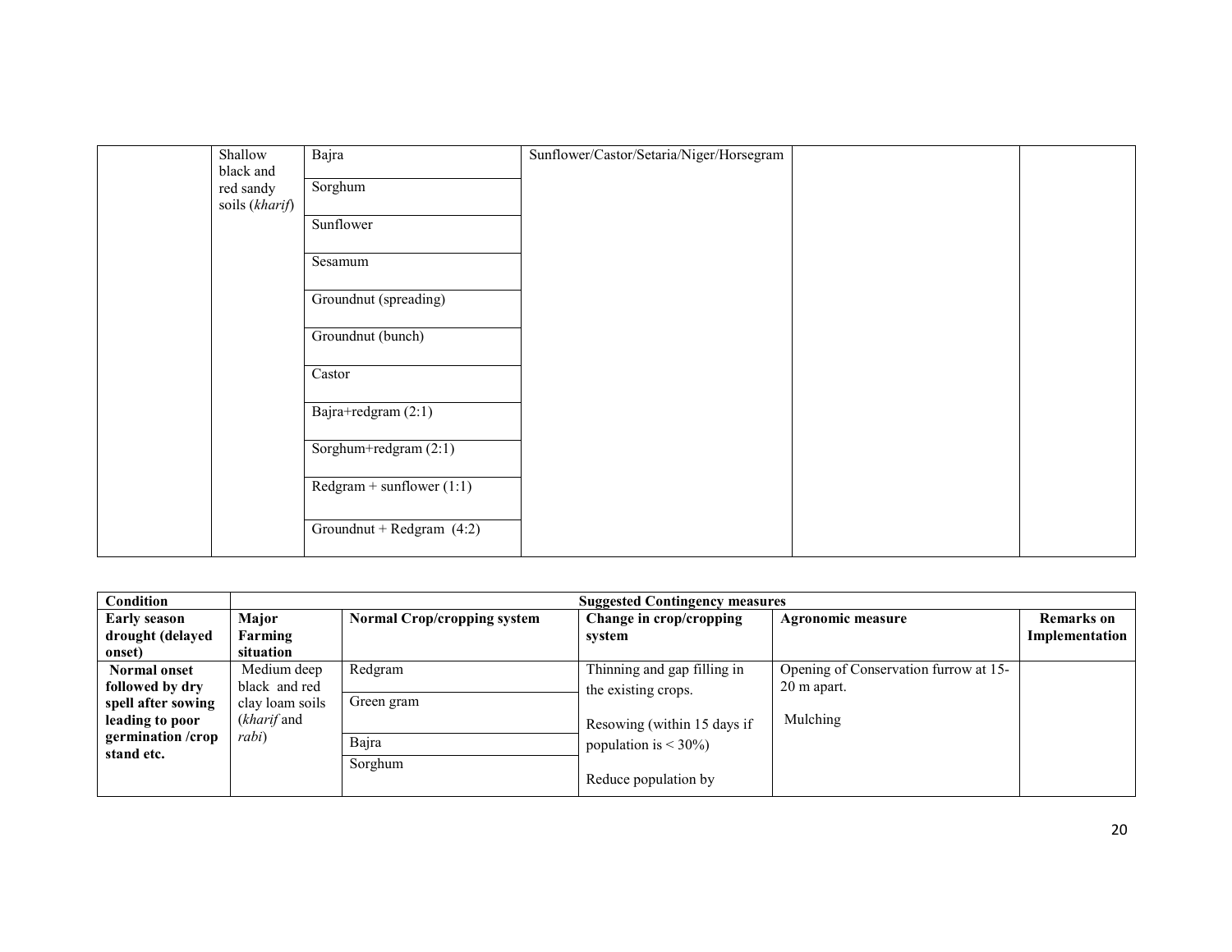| | Shallow black and red sandy soils (*kharif*) | Bajra | Sunflower/Castor/Setaria/Niger/Horsegram | | |
|---|---|---|---|---|---|
| | | Sorghum | | | |
| | | Sunflower | | | |
| | | Sesamum | | | |
| | | Groundnut (spreading) | | | |
| | | Groundnut (bunch) | | | |
| | | Castor | | | |
| | | Bajra+redgram (2:1) | | | |
| | | Sorghum+redgram (2:1) | | | |
| | | Redgram + sunflower (1:1) | | | |
| | | Groundnut + Redgram (4:2) | | | |

| **Condition** | **Suggested Contingency measures** | | | | |
|---|---|---|---|---|---|
| **Early season drought (delayed onset)** | **Major Farming situation** | **Normal Crop/cropping system** | **Change in crop/cropping system** | **Agronomic measure** | **Remarks on Implementation** |
| **Normal onset followed by dry spell after sowing leading to poor germination /crop stand etc.** | Medium deep black and red clay loam soils (*kharif* and *rabi*) | Redgram | Thinning and gap filling in the existing crops.<br><br>Resowing (within 15 days if population is < 30%)<br><br>Reduce population by | Opening of Conservation furrow at 15-20 m apart.<br><br>Mulching | |
| | | Green gram | | | |
| | | Bajra | | | |
| | | Sorghum | | | |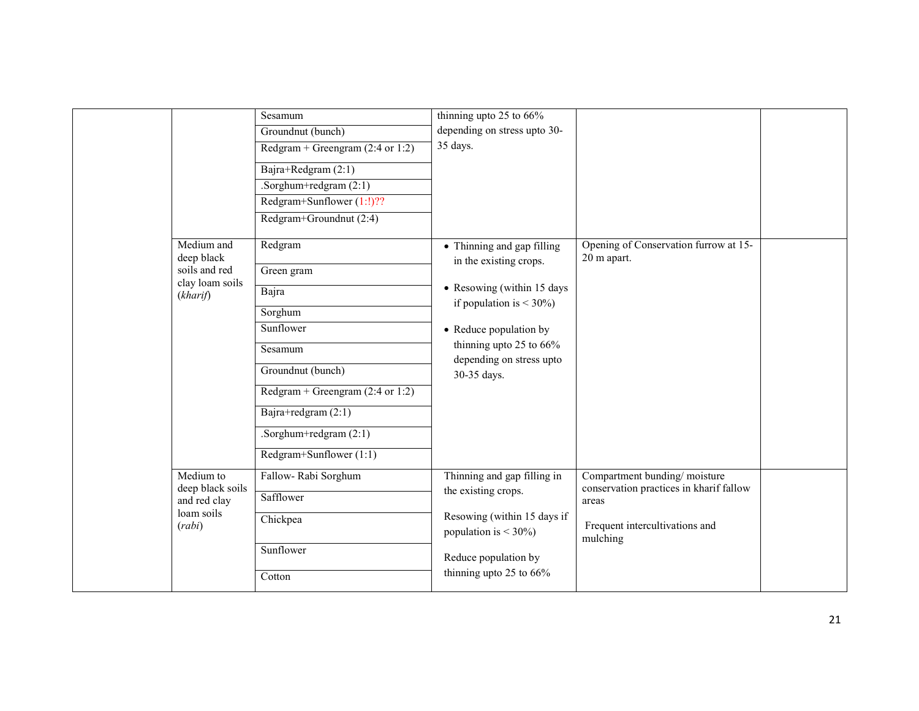| | | | | | |
|---|---|---|---|---|---|
| | | Sesamum | thinning upto 25 to 66% depending on stress upto 30-35 days. | | |
| | | Groundnut (bunch) | | | |
| | | Redgram + Greengram (2:4 or 1:2) | | | |
| | | Bajra+Redgram (2:1) | | | |
| | | .Sorghum+redgram (2:1) | | | |
| | | Redgram+Sunflower (1:!)?? | | | |
| | | Redgram+Groundnut (2:4) | | | |
| | Medium and deep black soils and red clay loam soils (*kharif*) | Redgram | • Thinning and gap filling in the existing crops.<br>• Resowing (within 15 days if population is < 30%)<br>• Reduce population by thinning upto 25 to 66% depending on stress upto 30-35 days. | Opening of Conservation furrow at 15-20 m apart. | |
| | | Green gram | | | |
| | | Bajra | | | |
| | | Sorghum | | | |
| | | Sunflower | | | |
| | | Sesamum | | | |
| | | Groundnut (bunch) | | | |
| | | Redgram + Greengram (2:4 or 1:2) | | | |
| | | Bajra+redgram (2:1) | | | |
| | | .Sorghum+redgram (2:1) | | | |
| | | Redgram+Sunflower (1:1) | | | |
| | Medium to deep black soils and red clay loam soils (*rabi*) | Fallow- Rabi Sorghum | Thinning and gap filling in the existing crops.<br>Resowing (within 15 days if population is < 30%)<br>Reduce population by thinning upto 25 to 66% | Compartment bunding/ moisture conservation practices in kharif fallow areas<br>Frequent intercultivations and mulching | |
| | | Safflower | | | |
| | | Chickpea | | | |
| | | Sunflower | | | |
| | | Cotton | | | |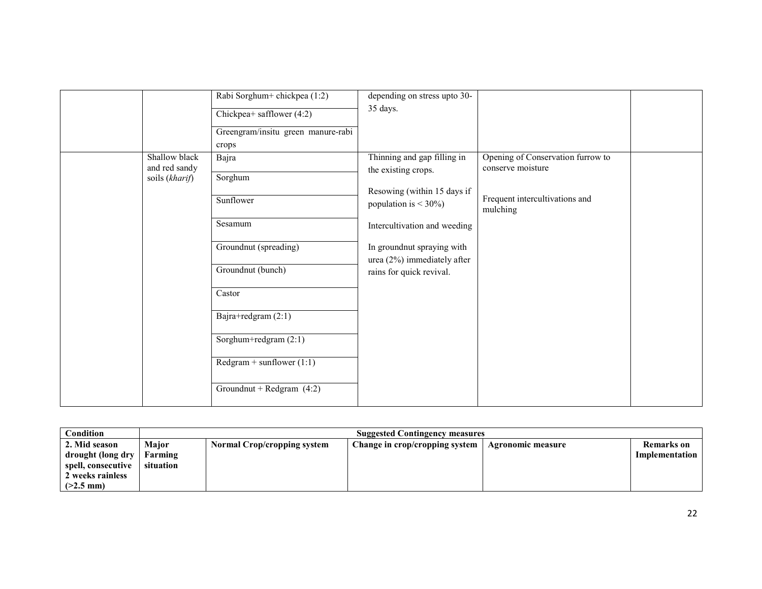| | | | | | |
|---|---|---|---|---|---|
| | | Rabi Sorghum+ chickpea (1:2) | depending on stress upto 30-35 days. | | |
| | | Chickpea+ safflower (4:2) | | | |
| | | Greengram/insitu green manure-rabi crops | | | |
| | Shallow black and red sandy soils (*kharif*) | Bajra | Thinning and gap filling in the existing crops.<br><br>Resowing (within 15 days if population is < 30%)<br><br>Intercultivation and weeding<br><br>In groundnut spraying with urea (2%) immediately after rains for quick revival. | Opening of Conservation furrow to conserve moisture<br><br>Frequent intercultivations and mulching | |
| | | Sorghum | | | |
| | | Sunflower | | | |
| | | Sesamum | | | |
| | | Groundnut (spreading) | | | |
| | | Groundnut (bunch) | | | |
| | | Castor | | | |
| | | Bajra+redgram (2:1) | | | |
| | | Sorghum+redgram (2:1) | | | |
| | | Redgram + sunflower (1:1) | | | |
| | | Groundnut + Redgram (4:2) | | | |

| Condition | Suggested Contingency measures | | | | |
|---|---|---|---|---|---|
| **2. Mid season drought (long dry spell, consecutive 2 weeks rainless (>2.5 mm)** | **Major Farming situation** | **Normal Crop/cropping system** | **Change in crop/cropping system** | **Agronomic measure** | **Remarks on Implementation** |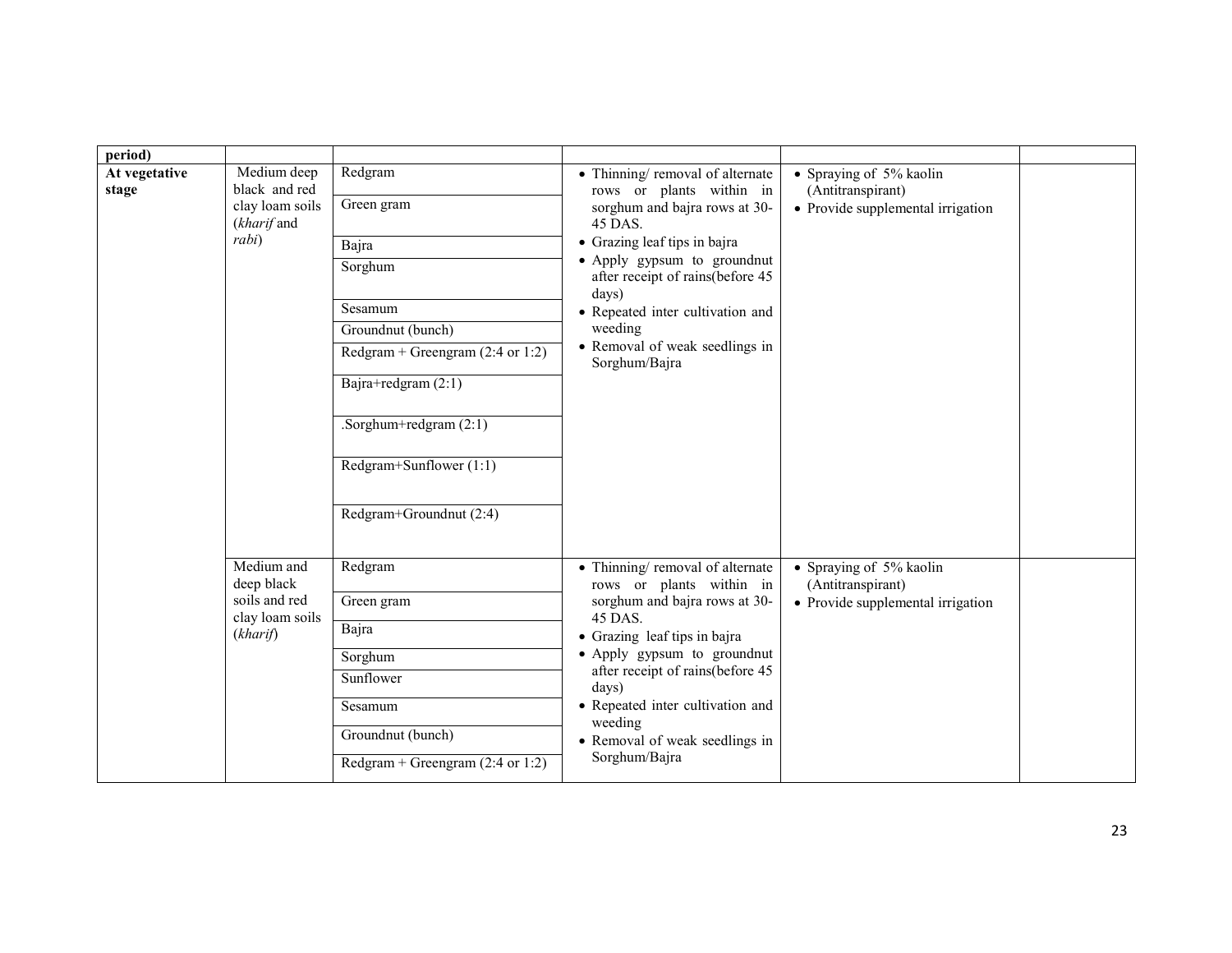| | | | | | |
|---|---|---|---|---|---|
| **period)** | | | | | |
| **At vegetative stage** | Medium deep black and red clay loam soils (*kharif* and *rabi*) | Redgram<br>Green gram<br>Bajra<br>Sorghum<br>Sesamum<br>Groundnut (bunch)<br>Redgram + Greengram (2:4 or 1:2)<br>Bajra+redgram (2:1)<br>.Sorghum+redgram (2:1)<br>Redgram+Sunflower (1:1)<br>Redgram+Groundnut (2:4) | • Thinning/ removal of alternate rows or plants within in sorghum and bajra rows at 30-45 DAS.<br>• Grazing leaf tips in bajra<br>• Apply gypsum to groundnut after receipt of rains(before 45 days)<br>• Repeated inter cultivation and weeding<br>• Removal of weak seedlings in Sorghum/Bajra | • Spraying of 5% kaolin (Antitranspirant)<br>• Provide supplemental irrigation | |
| | Medium and deep black soils and red clay loam soils (*kharif*) | Redgram<br>Green gram<br>Bajra<br>Sorghum<br>Sunflower<br>Sesamum<br>Groundnut (bunch)<br>Redgram + Greengram (2:4 or 1:2) | • Thinning/ removal of alternate rows or plants within in sorghum and bajra rows at 30-45 DAS.<br>• Grazing leaf tips in bajra<br>• Apply gypsum to groundnut after receipt of rains(before 45 days)<br>• Repeated inter cultivation and weeding<br>• Removal of weak seedlings in Sorghum/Bajra | • Spraying of 5% kaolin (Antitranspirant)<br>• Provide supplemental irrigation | |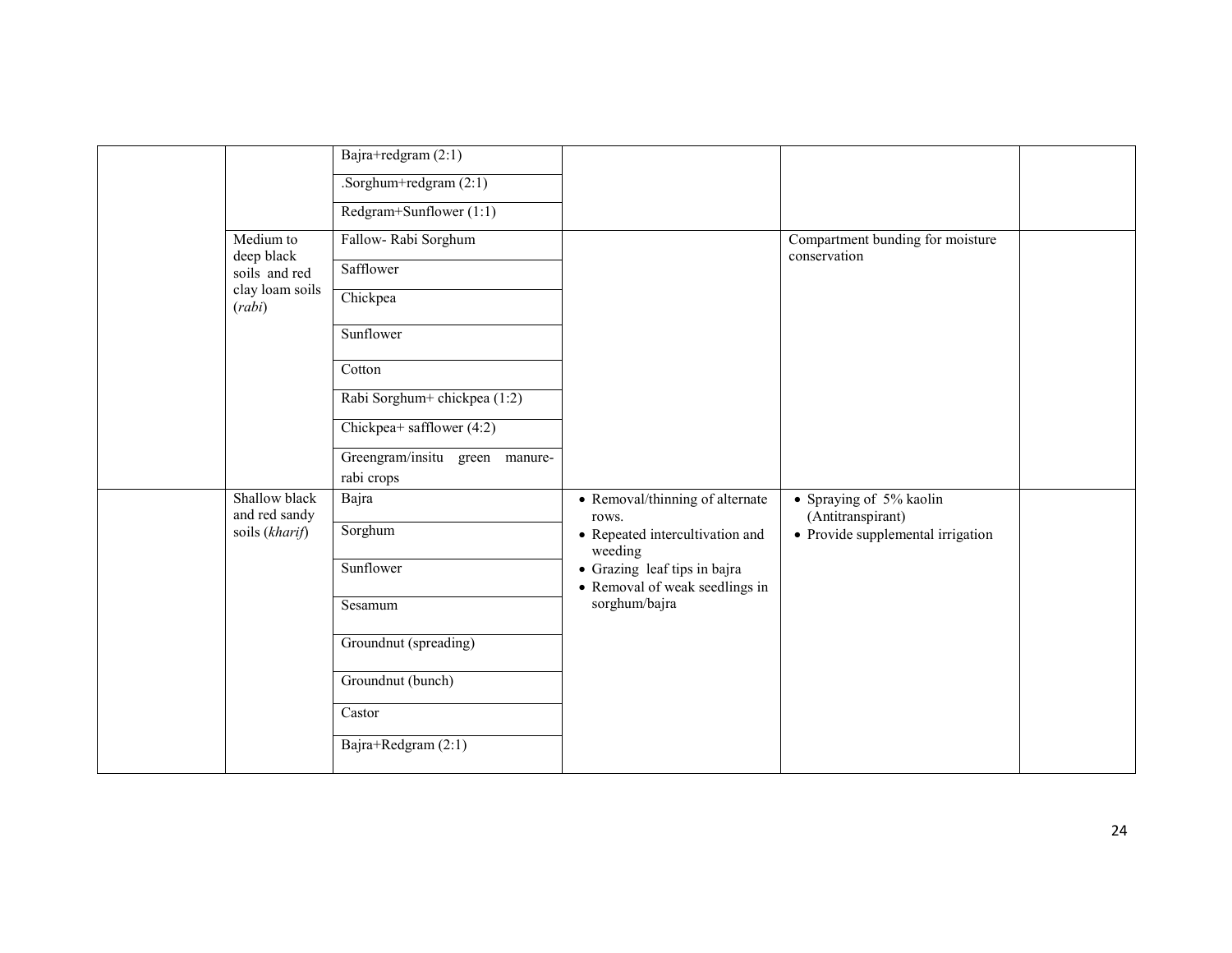| | | | | | |
|---|---|---|---|---|---|
| | | Bajra+redgram (2:1) | | | |
| | | .Sorghum+redgram (2:1) | | | |
| | | Redgram+Sunflower (1:1) | | | |
| | Medium to deep black soils and red clay loam soils (*rabi*) | Fallow- Rabi Sorghum | | Compartment bunding for moisture conservation | |
| | | Safflower | | | |
| | | Chickpea | | | |
| | | Sunflower | | | |
| | | Cotton | | | |
| | | Rabi Sorghum+ chickpea (1:2) | | | |
| | | Chickpea+ safflower (4:2) | | | |
| | | Greengram/insitu green manure-rabi crops | | | |
| | Shallow black and red sandy soils (*kharif*) | Bajra | • Removal/thinning of alternate rows.<br>• Repeated intercultivation and weeding<br>• Grazing leaf tips in bajra<br>• Removal of weak seedlings in sorghum/bajra | • Spraying of 5% kaolin (Antitranspirant)<br>• Provide supplemental irrigation | |
| | | Sorghum | | | |
| | | Sunflower | | | |
| | | Sesamum | | | |
| | | Groundnut (spreading) | | | |
| | | Groundnut (bunch) | | | |
| | | Castor | | | |
| | | Bajra+Redgram (2:1) | | | |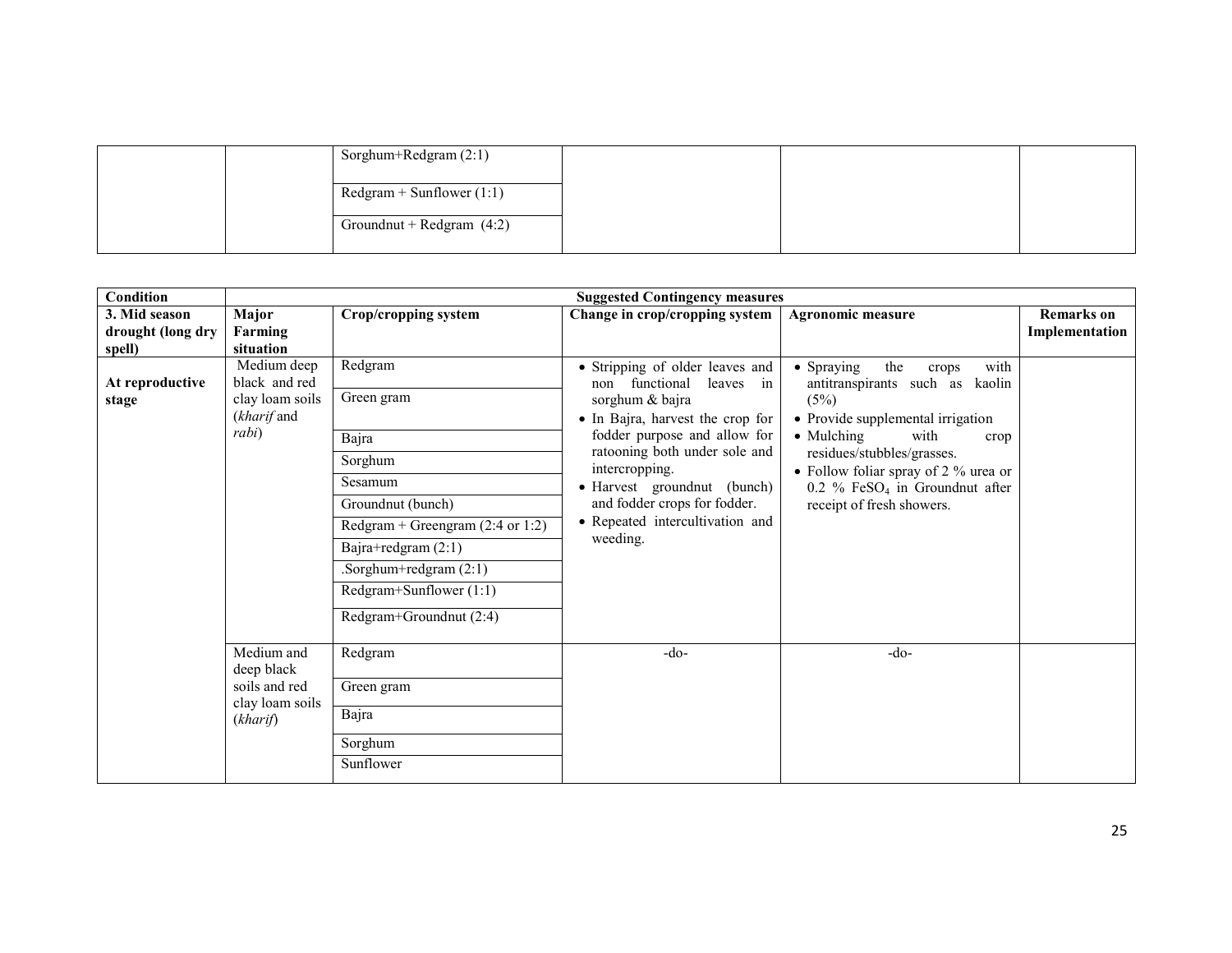| | | | | | |
|---|---|---|---|---|---|
| | | Sorghum+Redgram (2:1) | | | |
| | | Redgram + Sunflower (1:1) | | | |
| | | Groundnut + Redgram (4:2) | | | |

| Condition | Suggested Contingency measures | | | | |
|---|---|---|---|---|---|
| **3. Mid season drought (long dry spell)** | **Major Farming situation** | **Crop/cropping system** | **Change in crop/cropping system** | **Agronomic measure** | **Remarks on Implementation** |
| **At reproductive stage** | Medium deep black and red clay loam soils (*kharif* and *rabi*) | Redgram<br>Green gram<br>Bajra<br>Sorghum<br>Sesamum<br>Groundnut (bunch)<br>Redgram + Greengram (2:4 or 1:2)<br>Bajra+redgram (2:1)<br>.Sorghum+redgram (2:1)<br>Redgram+Sunflower (1:1)<br>Redgram+Groundnut (2:4) | • Stripping of older leaves and non functional leaves in sorghum & bajra<br>• In Bajra, harvest the crop for fodder purpose and allow for ratooning both under sole and intercropping.<br>• Harvest groundnut (bunch) and fodder crops for fodder.<br>• Repeated intercultivation and weeding. | • Spraying the crops with antitranspirants such as kaolin (5%)<br>• Provide supplemental irrigation<br>• Mulching with crop residues/stubbles/grasses.<br>• Follow foliar spray of 2 % urea or 0.2 % $FeSO_4$ in Groundnut after receipt of fresh showers. | |
| | Medium and deep black soils and red clay loam soils (*kharif*) | Redgram<br>Green gram<br>Bajra<br>Sorghum<br>Sunflower | -do- | -do- | |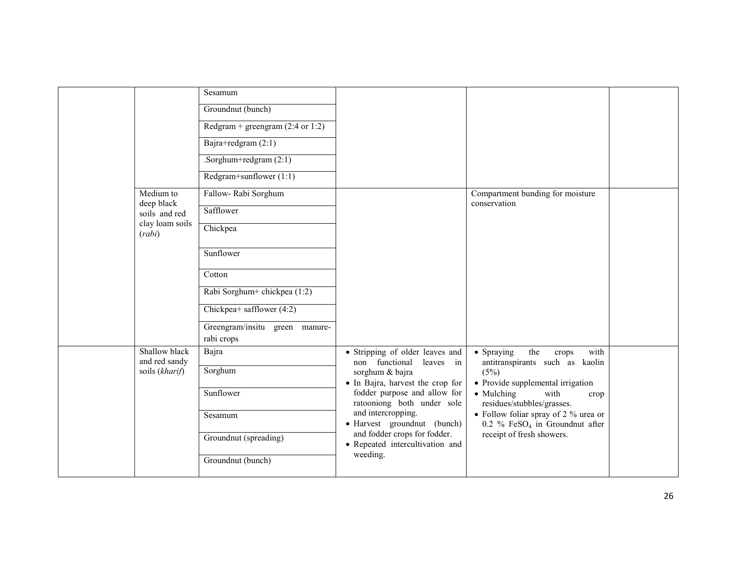| | | | | | |
|---|---|---|---|---|---|
| | | Sesamum | | | |
| | | Groundnut (bunch) | | | |
| | | Redgram + greengram (2:4 or 1:2) | | | |
| | | Bajra+redgram (2:1) | | | |
| | | .Sorghum+redgram (2:1) | | | |
| | | Redgram+sunflower (1:1) | | | |
| | Medium to deep black soils and red clay loam soils (*rabi*) | Fallow- Rabi Sorghum | | Compartment bunding for moisture conservation | |
| | | Safflower | | | |
| | | Chickpea | | | |
| | | Sunflower | | | |
| | | Cotton | | | |
| | | Rabi Sorghum+ chickpea (1:2) | | | |
| | | Chickpea+ safflower (4:2) | | | |
| | | Greengram/insitu green manure-rabi crops | | | |
| | Shallow black and red sandy soils (*kharif*) | Bajra | • Stripping of older leaves and non functional leaves in sorghum & bajra<br>• In Bajra, harvest the crop for fodder purpose and allow for ratooniong both under sole and intercropping.<br>• Harvest groundnut (bunch) and fodder crops for fodder.<br>• Repeated intercultivation and weeding. | • Spraying the crops with antitranspirants such as kaolin (5%)<br>• Provide supplemental irrigation<br>• Mulching with crop residues/stubbles/grasses.<br>• Follow foliar spray of 2 % urea or 0.2 % $FeSO_4$ in Groundnut after receipt of fresh showers. | |
| | | Sorghum | | | |
| | | Sunflower | | | |
| | | Sesamum | | | |
| | | Groundnut (spreading) | | | |
| | | Groundnut (bunch) | | | |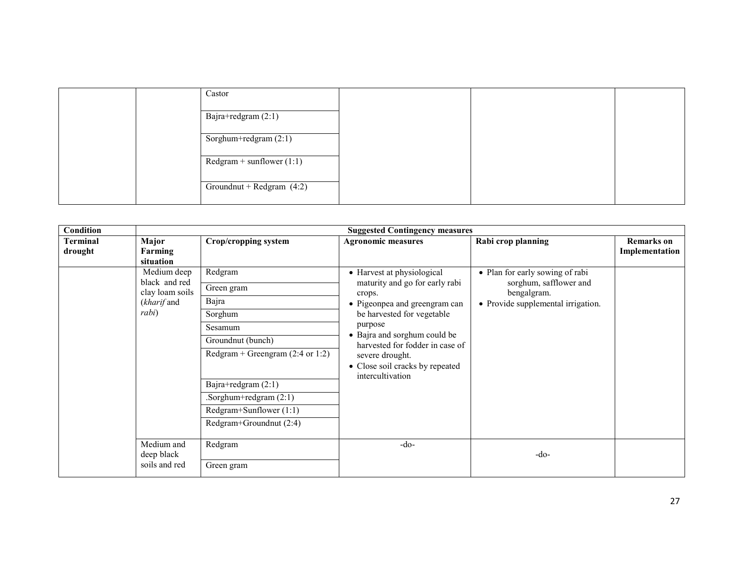| | | Castor | | | |
|---|---|---|---|---|---|
| | | Bajra+redgram (2:1) | | | |
| | | Sorghum+redgram (2:1) | | | |
| | | Redgram + sunflower (1:1) | | | |
| | | Groundnut + Redgram (4:2) | | | |

| Condition | Suggested Contingency measures | | | | |
|---|---|---|---|---|---|
| **Terminal drought** | **Major Farming situation** | **Crop/cropping system** | **Agronomic measures** | **Rabi crop planning** | **Remarks on Implementation** |
| | Medium deep black and red clay loam soils (*kharif* and *rabi*) | Redgram<br>Green gram<br>Bajra<br>Sorghum<br>Sesamum<br>Groundnut (bunch)<br>Redgram + Greengram (2:4 or 1:2)<br>Bajra+redgram (2:1)<br>.Sorghum+redgram (2:1)<br>Redgram+Sunflower (1:1)<br>Redgram+Groundnut (2:4) | • Harvest at physiological maturity and go for early rabi crops.<br>• Pigeonpea and greengram can be harvested for vegetable purpose<br>• Bajra and sorghum could be harvested for fodder in case of severe drought.<br>• Close soil cracks by repeated intercultivation | • Plan for early sowing of rabi sorghum, safflower and bengalgram.<br>• Provide supplemental irrigation. | |
| | Medium and deep black soils and red | Redgram<br>Green gram | -do- | -do- | |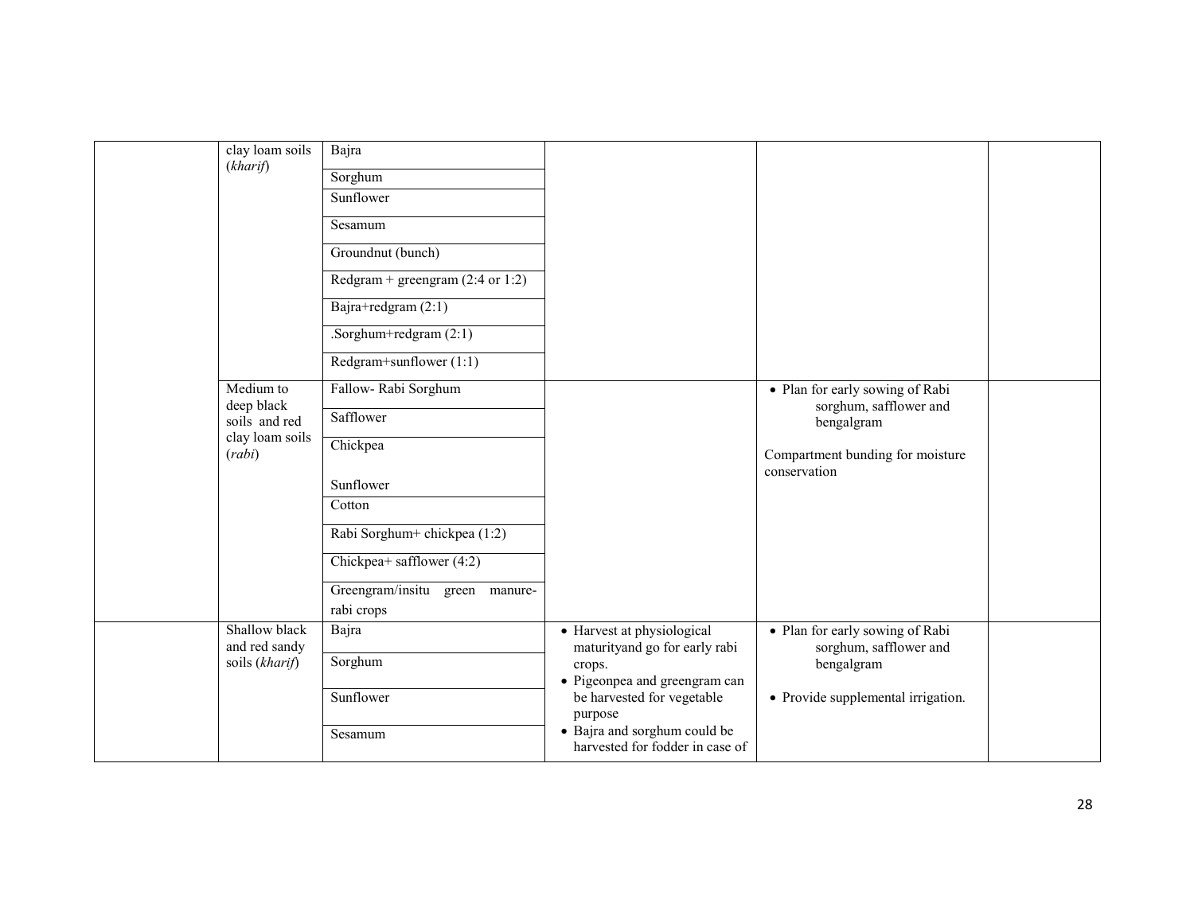| | | | | | |
|---|---|---|---|---|---|
| | clay loam soils (*kharif*) | Bajra | | | |
| | | Sorghum | | | |
| | | Sunflower | | | |
| | | Sesamum | | | |
| | | Groundnut (bunch) | | | |
| | | Redgram + greengram (2:4 or 1:2) | | | |
| | | Bajra+redgram (2:1) | | | |
| | | .Sorghum+redgram (2:1) | | | |
| | | Redgram+sunflower (1:1) | | | |
| | Medium to deep black soils and red clay loam soils (*rabi*) | Fallow- Rabi Sorghum | | • Plan for early sowing of Rabi sorghum, safflower and bengalgram<br><br>Compartment bunding for moisture conservation | |
| | | Safflower | | | |
| | | Chickpea<br><br>Sunflower | | | |
| | | Cotton | | | |
| | | Rabi Sorghum+ chickpea (1:2) | | | |
| | | Chickpea+ safflower (4:2) | | | |
| | | Greengram/insitu green manure-rabi crops | | | |
| | Shallow black and red sandy soils (*kharif*) | Bajra | • Harvest at physiological maturityand go for early rabi crops.<br>• Pigeonpea and greengram can be harvested for vegetable purpose<br>• Bajra and sorghum could be harvested for fodder in case of | • Plan for early sowing of Rabi sorghum, safflower and bengalgram<br><br>• Provide supplemental irrigation. | |
| | | Sorghum | | | |
| | | Sunflower | | | |
| | | Sesamum | | | |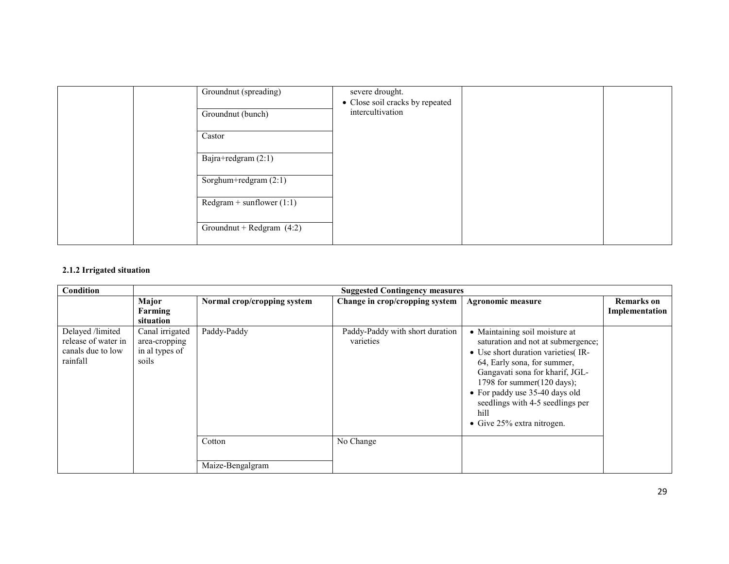| | | Groundnut (spreading) | severe drought.<br>• Close soil cracks by repeated intercultivation | | |
|---|---|---|---|---|---|
| | | Groundnut (bunch) | | | |
| | | Castor | | | |
| | | Bajra+redgram (2:1) | | | |
| | | Sorghum+redgram (2:1) | | | |
| | | Redgram + sunflower (1:1) | | | |
| | | Groundnut + Redgram (4:2) | | | |

**2.1.2 Irrigated situation**

| Condition | Suggested Contingency measures | | | | |
|---|---|---|---|---|---|
| | **Major Farming situation** | **Normal crop/cropping system** | **Change in crop/cropping system** | **Agronomic measure** | **Remarks on Implementation** |
| Delayed /limited release of water in canals due to low rainfall | Canal irrigated area-cropping in al types of soils | Paddy-Paddy | Paddy-Paddy with short duration varieties | • Maintaining soil moisture at saturation and not at submergence;<br>• Use short duration varieties( IR-64, Early sona, for summer, Gangavati sona for kharif, JGL-1798 for summer(120 days);<br>• For paddy use 35-40 days old seedlings with 4-5 seedlings per hill<br>• Give 25% extra nitrogen. | |
| | | Cotton | No Change | | |
| | | Maize-Bengalgram | | | |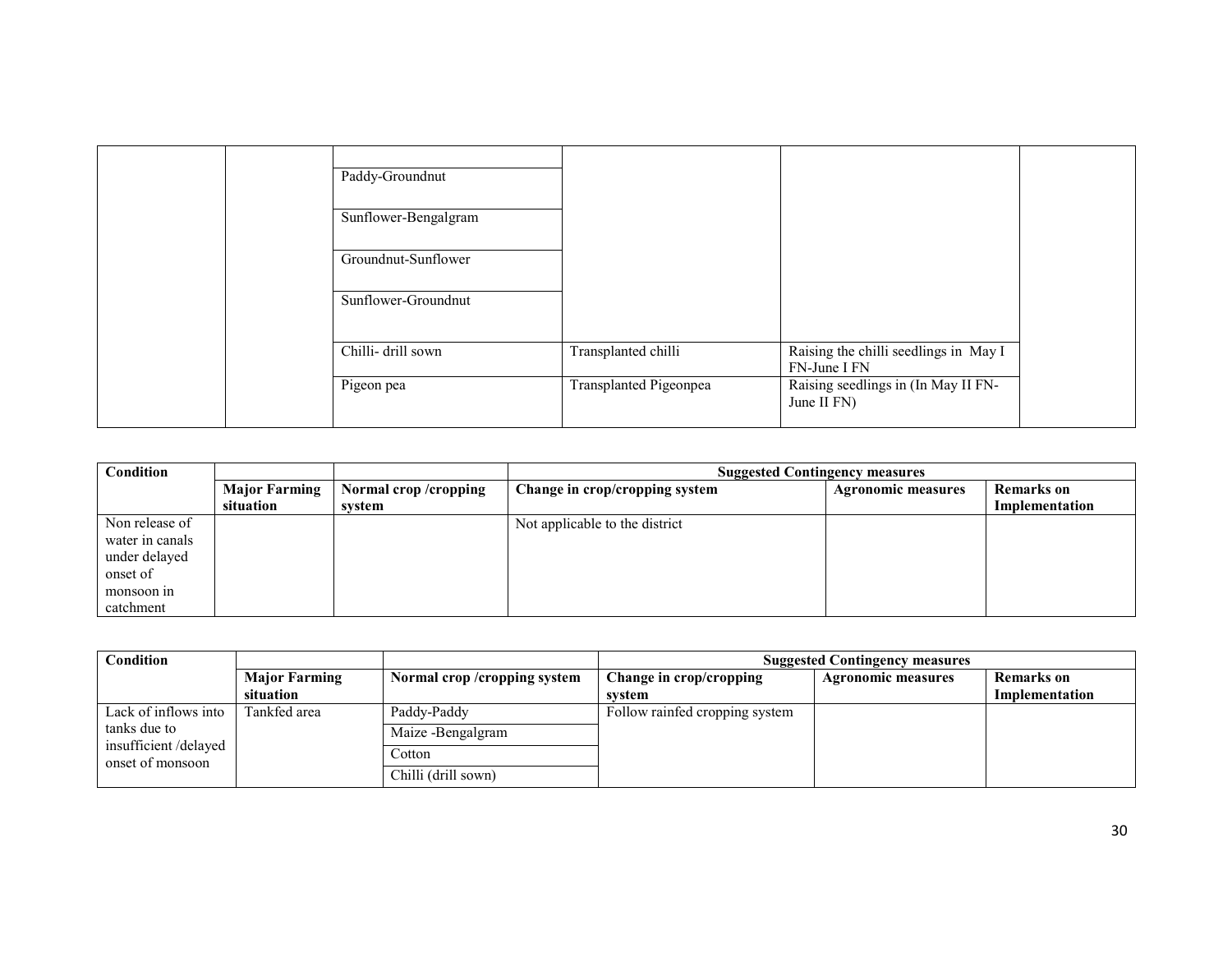| | | | | | |
|---|---|---|---|---|---|
| | | | | | |
| | | Paddy-Groundnut | | | |
| | | Sunflower-Bengalgram | | | |
| | | Groundnut-Sunflower | | | |
| | | Sunflower-Groundnut | | | |
| | | Chilli- drill sown | Transplanted chilli | Raising the chilli seedlings in May I FN-June I FN | |
| | | Pigeon pea | Transplanted Pigeonpea | Raising seedlings in (In May II FN- June II FN) | |

| Condition | | | Suggested Contingency measures | | |
|---|---|---|---|---|---|
| | **Major Farming situation** | **Normal crop /cropping system** | **Change in crop/cropping system** | **Agronomic measures** | **Remarks on Implementation** |
| Non release of water in canals under delayed onset of monsoon in catchment | | | Not applicable to the district | | |

| Condition | | | Suggested Contingency measures | | |
|---|---|---|---|---|---|
| | **Major Farming situation** | **Normal crop /cropping system** | **Change in crop/cropping system** | **Agronomic measures** | **Remarks on Implementation** |
| Lack of inflows into tanks due to insufficient /delayed onset of monsoon | Tankfed area | Paddy-Paddy | Follow rainfed cropping system | | |
| | | Maize -Bengalgram | | | |
| | | Cotton | | | |
| | | Chilli (drill sown) | | | |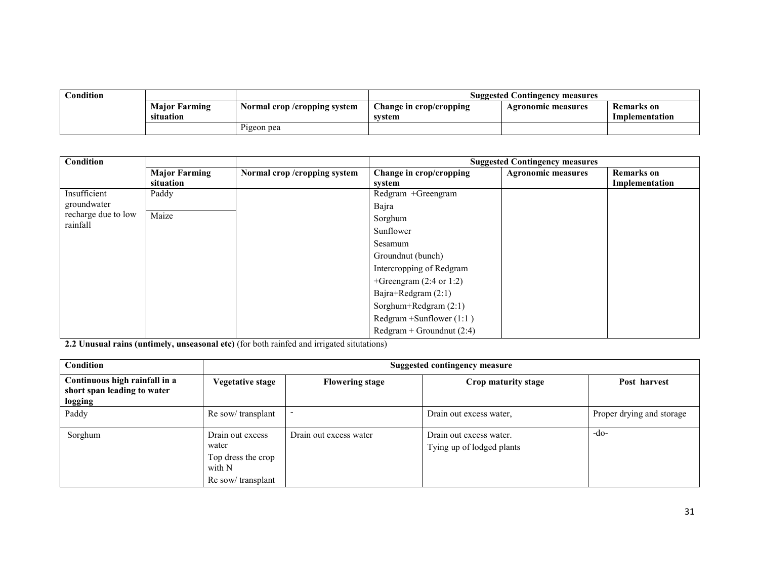| Condition | | | Suggested Contingency measures | | |
|---|---|---|---|---|---|
| | Major Farming situation | Normal crop /cropping system | Change in crop/cropping system | Agronomic measures | Remarks on Implementation |
| | | Pigeon pea | | | |

| Condition | | | Suggested Contingency measures | | |
|---|---|---|---|---|---|
| | Major Farming situation | Normal crop /cropping system | Change in crop/cropping system | Agronomic measures | Remarks on Implementation |
| Insufficient groundwater recharge due to low rainfall | Paddy | | Redgram +Greengram<br>Bajra<br>Sorghum<br>Sunflower<br>Sesamum<br>Groundnut (bunch)<br>Intercropping of Redgram +Greengram (2:4 or 1:2)<br>Bajra+Redgram (2:1)<br>Sorghum+Redgram (2:1)<br>Redgram +Sunflower (1:1 )<br>Redgram + Groundnut (2:4) | | |
| | Maize | | | | |

**2.2 Unusual rains (untimely, unseasonal etc)** (for both rainfed and irrigated situtations)

| Condition | Suggested contingency measure | | | |
|---|---|---|---|---|
| **Continuous high rainfall in a short span leading to water logging** | **Vegetative stage** | **Flowering stage** | **Crop maturity stage** | **Post harvest** |
| Paddy | Re sow/ transplant | - | Drain out excess water, | Proper drying and storage |
| Sorghum | Drain out excess water<br>Top dress the crop with N<br>Re sow/ transplant | Drain out excess water | Drain out excess water.<br>Tying up of lodged plants | -do- |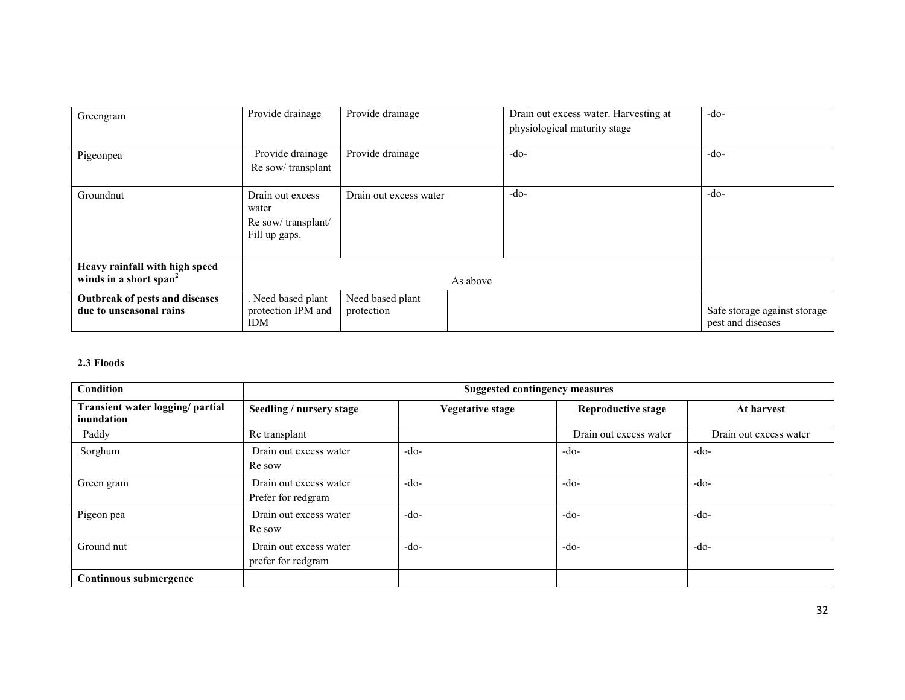| | | | | |
|---|---|---|---|---|
| Greengram | Provide drainage | Provide drainage | Drain out excess water. Harvesting at physiological maturity stage | -do- |
| Pigeonpea | Provide drainage<br>Re sow/ transplant | Provide drainage | -do- | -do- |
| Groundnut | Drain out excess water<br>Re sow/ transplant/ Fill up gaps. | Drain out excess water | -do- | -do- |
| **Heavy rainfall with high speed winds in a short span**[2] | As above | | | |
| **Outbreak of pests and diseases due to unseasonal rains** | . Need based plant protection IPM and IDM | Need based plant protection | | Safe storage against storage pest and diseases |

**2.3 Floods**

| Condition | Suggested contingency measures | | | |
|---|---|---|---|---|
| **Transient water logging/ partial inundation** | **Seedling / nursery stage** | **Vegetative stage** | **Reproductive stage** | **At harvest** |
| Paddy | Re transplant | | Drain out excess water | Drain out excess water |
| Sorghum | Drain out excess water<br>Re sow | -do- | -do- | -do- |
| Green gram | Drain out excess water<br>Prefer for redgram | -do- | -do- | -do- |
| Pigeon pea | Drain out excess water<br>Re sow | -do- | -do- | -do- |
| Ground nut | Drain out excess water<br>prefer for redgram | -do- | -do- | -do- |
| **Continuous submergence** | | | | |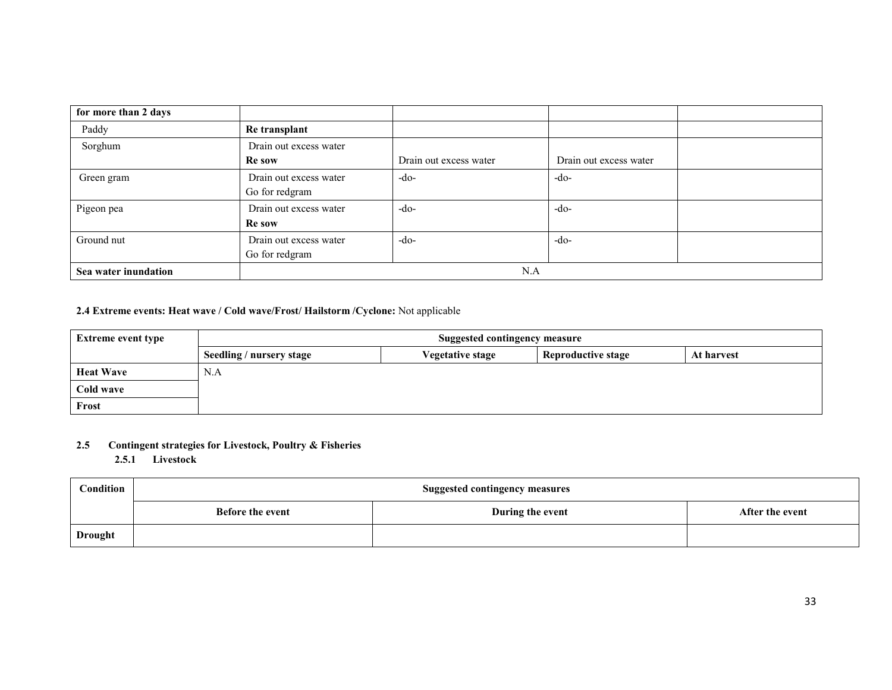| for more than 2 days | | | | |
|---|---|---|---|---|
| Paddy | **Re transplant** | | | |
| Sorghum | Drain out excess water<br>**Re sow** | Drain out excess water | Drain out excess water | |
| Green gram | Drain out excess water<br>Go for redgram | -do- | -do- | |
| Pigeon pea | Drain out excess water<br>**Re sow** | -do- | -do- | |
| Ground nut | Drain out excess water<br>Go for redgram | -do- | -do- | |
| **Sea water inundation** | N.A | | | |

**2.4 Extreme events: Heat wave / Cold wave/Frost/ Hailstorm /Cyclone:** Not applicable

| Extreme event type | Suggested contingency measure | | | |
|---|---|---|---|---|
| | **Seedling / nursery stage** | **Vegetative stage** | **Reproductive stage** | **At harvest** |
| **Heat Wave** | N.A | | | |
| **Cold wave** | | | | |
| **Frost** | | | | |

**2.5 Contingent strategies for Livestock, Poultry & Fisheries**

**2.5.1 Livestock**

| Condition | Suggested contingency measures | | |
|---|---|---|---|
| | **Before the event** | **During the event** | **After the event** |
| **Drought** | | | |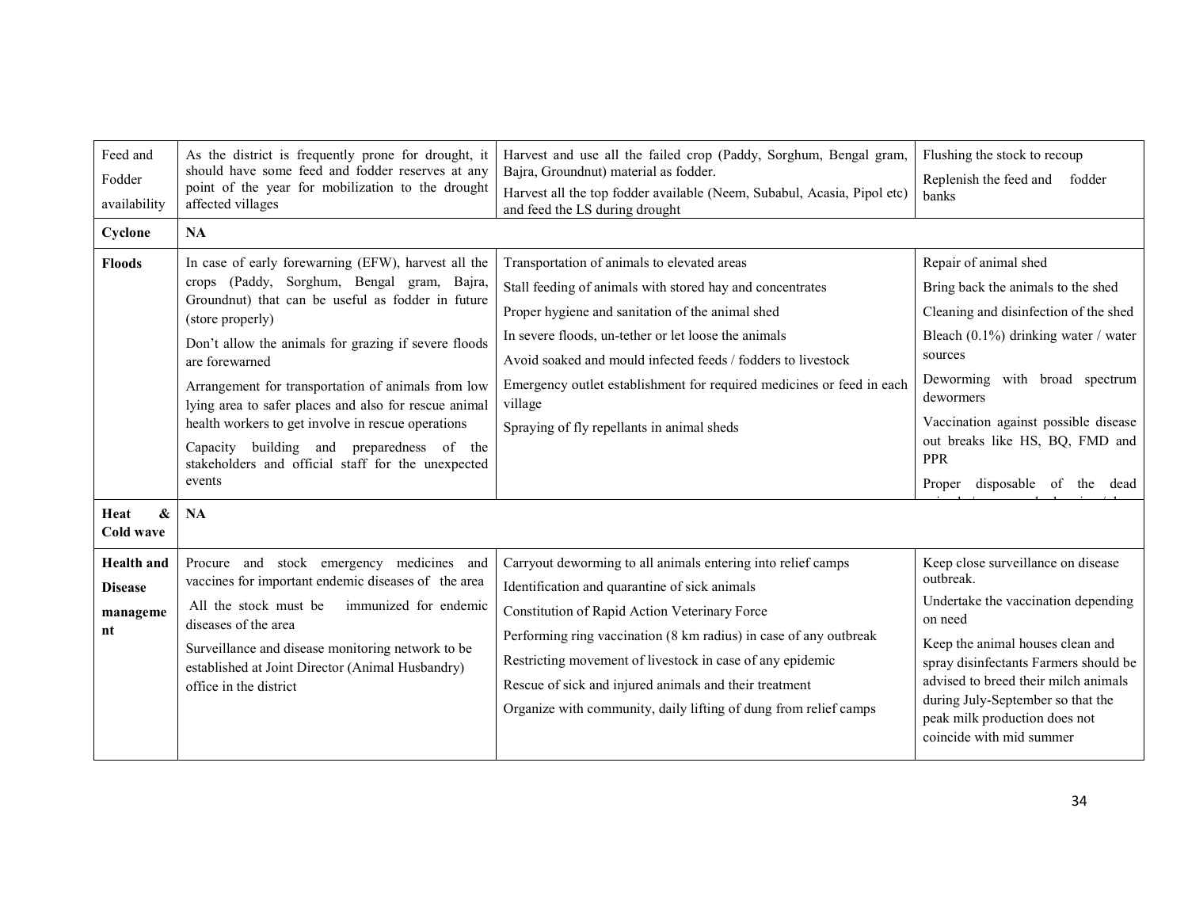| Feed and Fodder availability | As the district is frequently prone for drought, it should have some feed and fodder reserves at any point of the year for mobilization to the drought affected villages | Harvest and use all the failed crop (Paddy, Sorghum, Bengal gram, Bajra, Groundnut) material as fodder.<br>Harvest all the top fodder available (Neem, Subabul, Acasia, Pipol etc) and feed the LS during drought | Flushing the stock to recoup<br>Replenish the feed and fodder banks |
|---|---|---|---|
| **Cyclone** | **NA** | | |
| **Floods** | In case of early forewarning (EFW), harvest all the crops (Paddy, Sorghum, Bengal gram, Bajra, Groundnut) that can be useful as fodder in future (store properly)<br>Don't allow the animals for grazing if severe floods are forewarned<br>Arrangement for transportation of animals from low lying area to safer places and also for rescue animal health workers to get involve in rescue operations<br>Capacity building and preparedness of the stakeholders and official staff for the unexpected events | Transportation of animals to elevated areas<br>Stall feeding of animals with stored hay and concentrates<br>Proper hygiene and sanitation of the animal shed<br>In severe floods, un-tether or let loose the animals<br>Avoid soaked and mould infected feeds / fodders to livestock<br>Emergency outlet establishment for required medicines or feed in each village<br>Spraying of fly repellants in animal sheds | Repair of animal shed<br>Bring back the animals to the shed<br>Cleaning and disinfection of the shed<br>Bleach (0.1%) drinking water / water sources<br>Deworming with broad spectrum dewormers<br>Vaccination against possible disease out breaks like HS, BQ, FMD and PPR<br>Proper disposable of the dead |
| **Heat & Cold wave** | **NA** | | |
| **Health and Disease management** | Procure and stock emergency medicines and vaccines for important endemic diseases of the area<br>All the stock must be immunized for endemic diseases of the area<br>Surveillance and disease monitoring network to be established at Joint Director (Animal Husbandry) office in the district | Carryout deworming to all animals entering into relief camps<br>Identification and quarantine of sick animals<br>Constitution of Rapid Action Veterinary Force<br>Performing ring vaccination (8 km radius) in case of any outbreak<br>Restricting movement of livestock in case of any epidemic<br>Rescue of sick and injured animals and their treatment<br>Organize with community, daily lifting of dung from relief camps | Keep close surveillance on disease outbreak.<br>Undertake the vaccination depending on need<br>Keep the animal houses clean and spray disinfectants Farmers should be advised to breed their milch animals during July-September so that the peak milk production does not coincide with mid summer |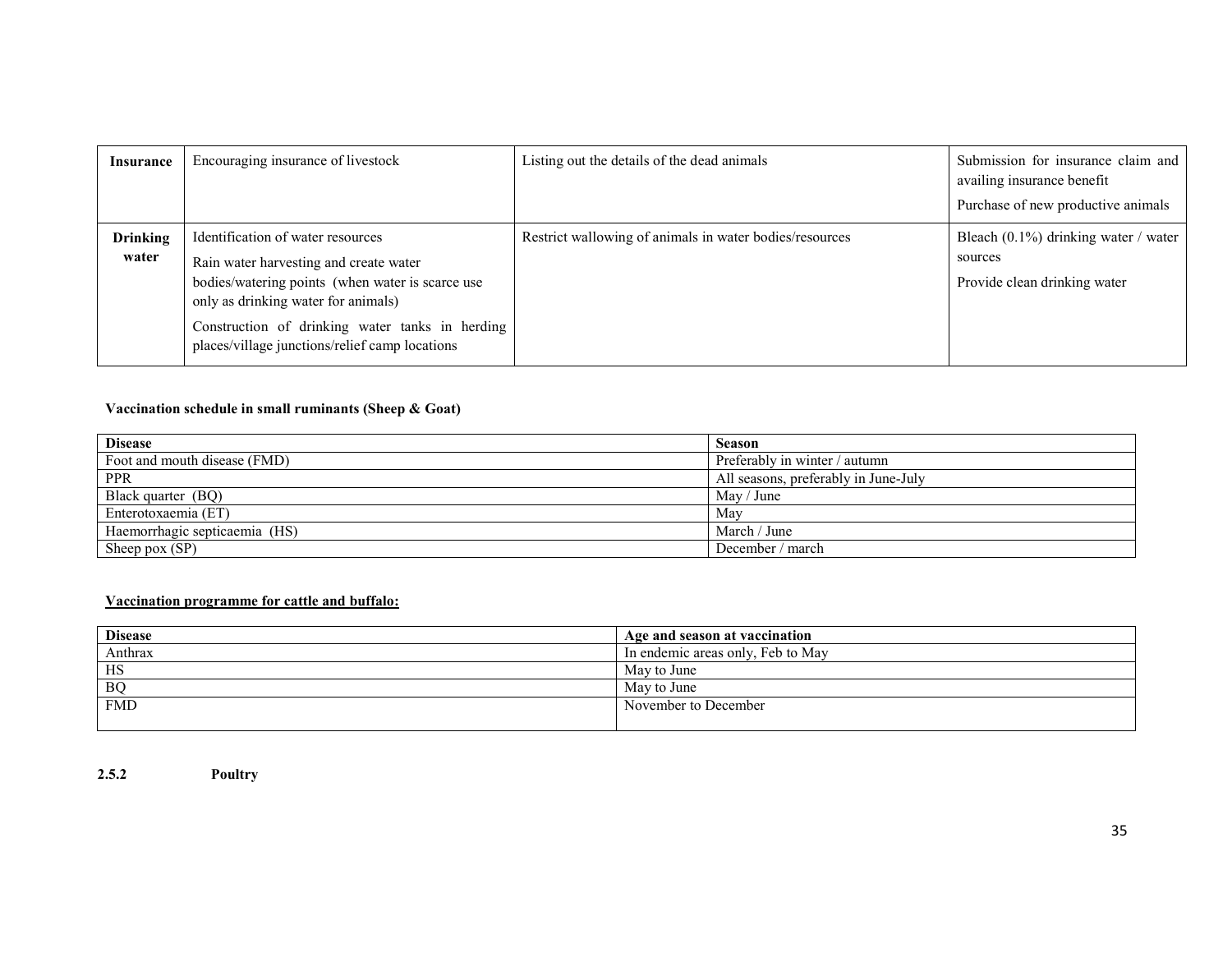| Insurance | Encouraging insurance of livestock | Listing out the details of the dead animals | Submission for insurance claim and availing insurance benefit<br>Purchase of new productive animals |
|---|---|---|---|
| **Drinking water** | Identification of water resources<br>Rain water harvesting and create water bodies/watering points (when water is scarce use only as drinking water for animals)<br>Construction of drinking water tanks in herding places/village junctions/relief camp locations | Restrict wallowing of animals in water bodies/resources | Bleach (0.1%) drinking water / water sources<br>Provide clean drinking water |

**Vaccination schedule in small ruminants (Sheep & Goat)**

| Disease | Season |
|---|---|
| Foot and mouth disease (FMD) | Preferably in winter / autumn |
| PPR | All seasons, preferably in June-July |
| Black quarter (BQ) | May / June |
| Enterotoxaemia (ET) | May |
| Haemorrhagic septicaemia (HS) | March / June |
| Sheep pox (SP) | December / march |

**Vaccination programme for cattle and buffalo:**

| Disease | Age and season at vaccination |
|---|---|
| Anthrax | In endemic areas only, Feb to May |
| HS | May to June |
| BQ | May to June |
| FMD | November to December |

**2.5.2 Poultry**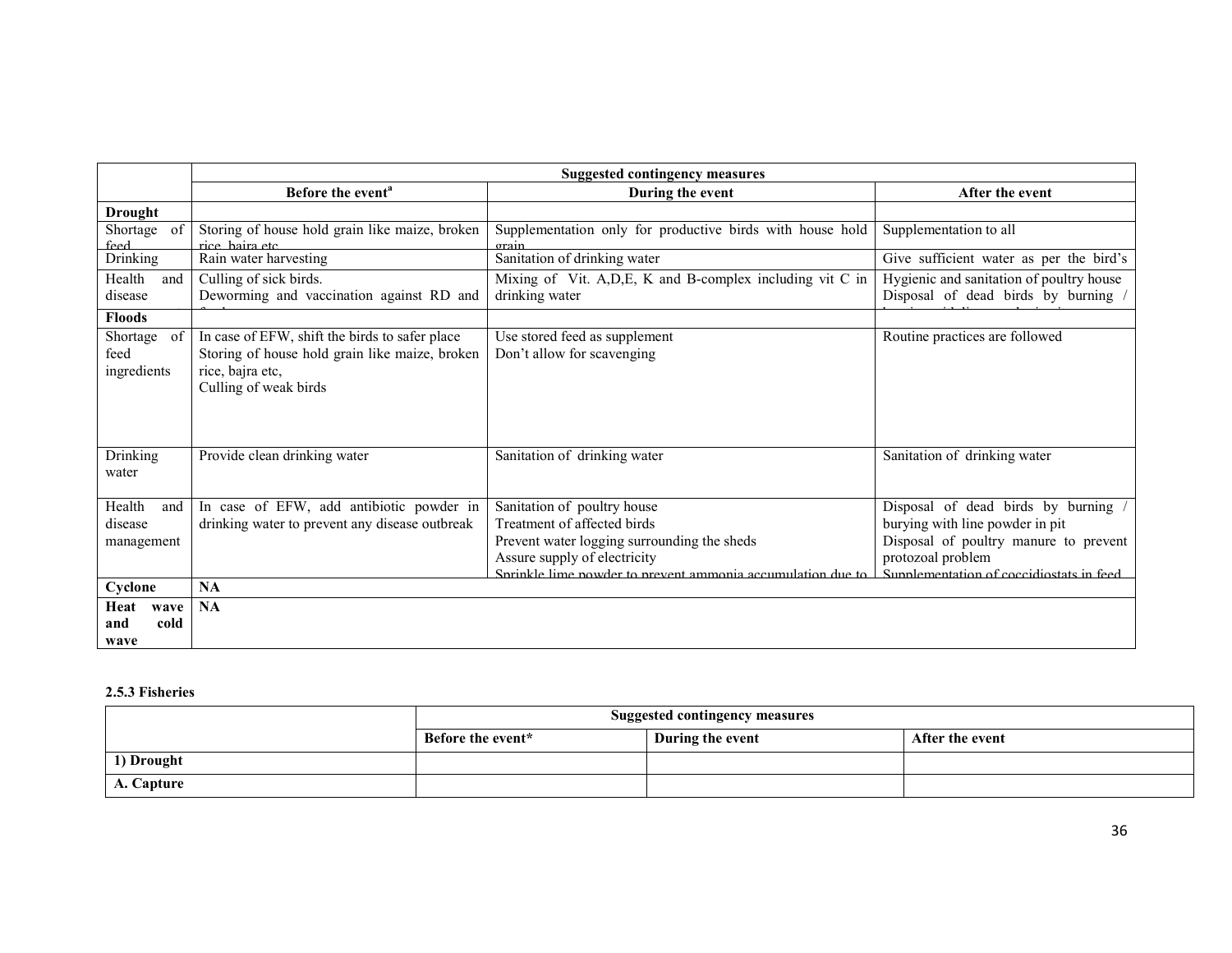|  | Suggested contingency measures | | |
|---|---|---|---|
|  | Before the event[a] | During the event | After the event |
| **Drought** |  |  |  |
| Shortage of feed | Storing of house hold grain like maize, broken rice, bajra etc | Supplementation only for productive birds with house hold grain | Supplementation to all |
| Drinking | Rain water harvesting | Sanitation of drinking water | Give sufficient water as per the bird's |
| Health and disease | Culling of sick birds. Deworming and vaccination against RD and | Mixing of Vit. A,D,E, K and B-complex including vit C in drinking water | Hygienic and sanitation of poultry house Disposal of dead birds by burning / |
| **Floods** |  |  |  |
| Shortage of feed ingredients | In case of EFW, shift the birds to safer place Storing of house hold grain like maize, broken rice, bajra etc, Culling of weak birds | Use stored feed as supplement Don't allow for scavenging | Routine practices are followed |
| Drinking water | Provide clean drinking water | Sanitation of drinking water | Sanitation of drinking water |
| Health and disease management | In case of EFW, add antibiotic powder in drinking water to prevent any disease outbreak | Sanitation of poultry house Treatment of affected birds Prevent water logging surrounding the sheds Assure supply of electricity Sprinkle lime powder to prevent ammonia accumulation due to | Disposal of dead birds by burning / burying with line powder in pit Disposal of poultry manure to prevent protozoal problem Supplementation of coccidiostats in feed |
| **Cyclone** | **NA** |  |  |
| **Heat wave and cold wave** | **NA** |  |  |

**2.5.3 Fisheries**

|  | Suggested contingency measures | | |
|---|---|---|---|
|  | **Before the event*** | **During the event** | **After the event** |
| **1) Drought** |  |  |  |
| **A. Capture** |  |  |  |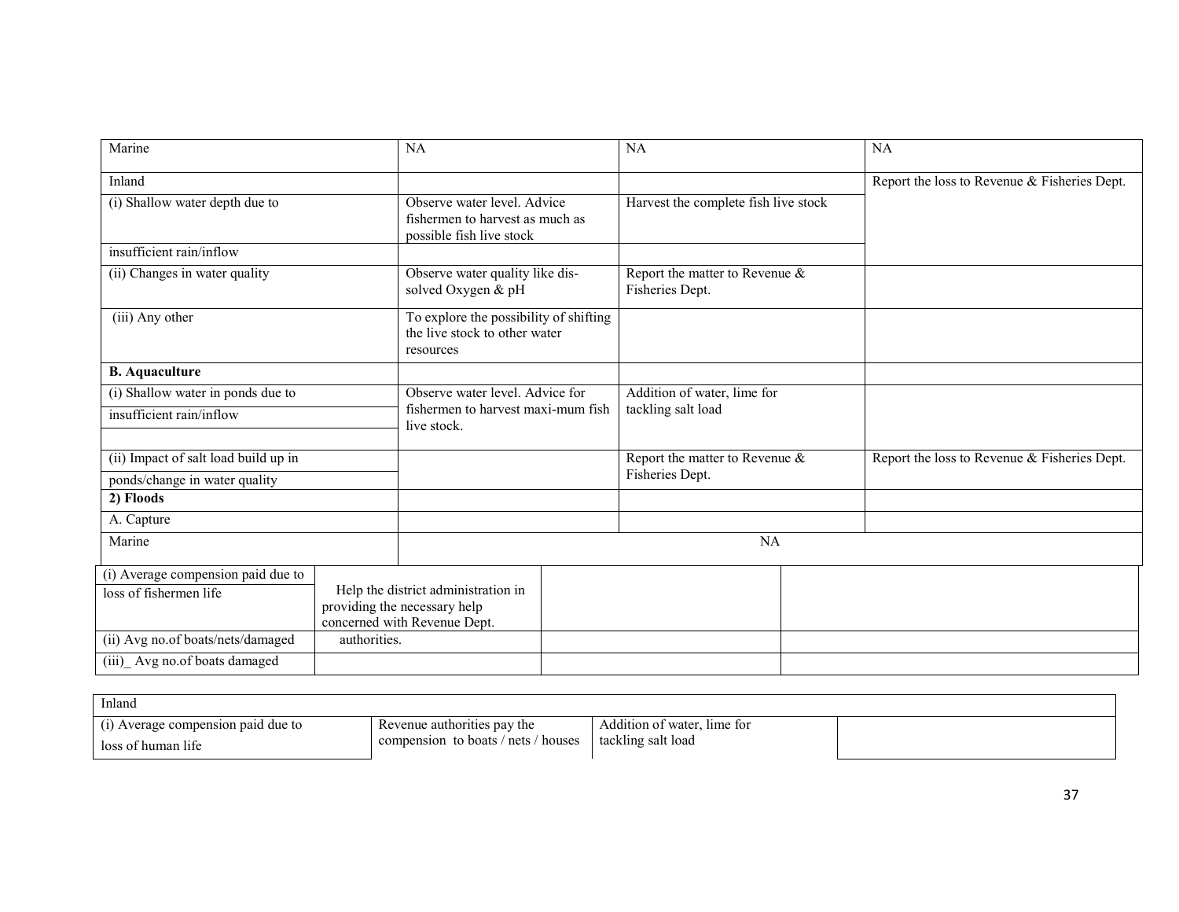| | | | |
|---|---|---|---|
| Marine | NA | NA | NA |
| Inland | | | Report the loss to Revenue & Fisheries Dept. |
| (i) Shallow water depth due to | Observe water level. Advice fishermen to harvest as much as possible fish live stock | Harvest the complete fish live stock | |
| insufficient rain/inflow | | | |
| (ii) Changes in water quality | Observe water quality like dis-solved Oxygen & pH | Report the matter to Revenue & Fisheries Dept. | |
| (iii) Any other | To explore the possibility of shifting the live stock to other water resources | | |
| **B. Aquaculture** | | | |
| (i) Shallow water in ponds due to insufficient rain/inflow | Observe water level. Advice for fishermen to harvest maxi-mum fish live stock. | Addition of water, lime for tackling salt load | |
| (ii) Impact of salt load build up in ponds/change in water quality | | Report the matter to Revenue & Fisheries Dept. | Report the loss to Revenue & Fisheries Dept. |
| **2) Floods** | | | |
| A. Capture | | | |
| Marine | NA | | |
| (i) Average compension paid due to loss of fishermen life | Help the district administration in providing the necessary help concerned with Revenue Dept. authorities. | | |
| (ii) Avg no.of boats/nets/damaged | | | |
| (iii)_ Avg no.of boats damaged | | | |

| | | | |
|---|---|---|---|
| Inland | | | |
| (i) Average compension paid due to loss of human life | Revenue authorities pay the compension to boats / nets / houses | Addition of water, lime for tackling salt load | |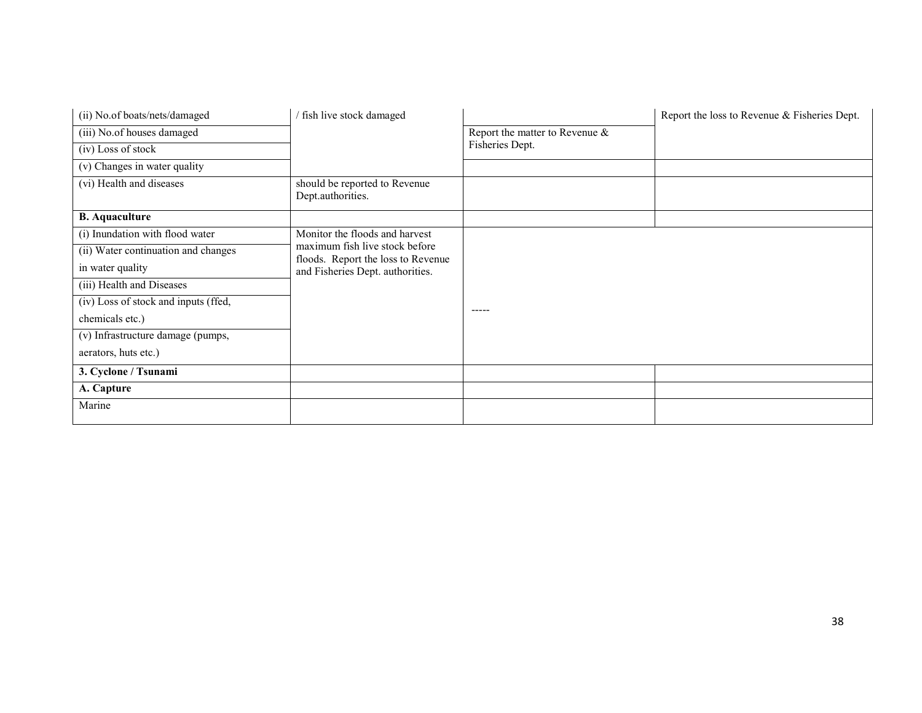| | | | |
|---|---|---|---|
| (ii) No.of boats/nets/damaged | / fish live stock damaged | | Report the loss to Revenue & Fisheries Dept. |
| (iii) No.of houses damaged | | Report the matter to Revenue & Fisheries Dept. | |
| (iv) Loss of stock | | | |
| (v) Changes in water quality | | | |
| (vi) Health and diseases | should be reported to Revenue Dept.authorities. | | |
| **B. Aquaculture** | | | |
| (i) Inundation with flood water | Monitor the floods and harvest maximum fish live stock before floods. Report the loss to Revenue and Fisheries Dept. authorities. | ----- | |
| (ii) Water continuation and changes in water quality | | | |
| (iii) Health and Diseases | | | |
| (iv) Loss of stock and inputs (ffed, chemicals etc.) | | | |
| (v) Infrastructure damage (pumps, aerators, huts etc.) | | | |
| **3. Cyclone / Tsunami** | | | |
| **A. Capture** | | | |
| Marine | | | |